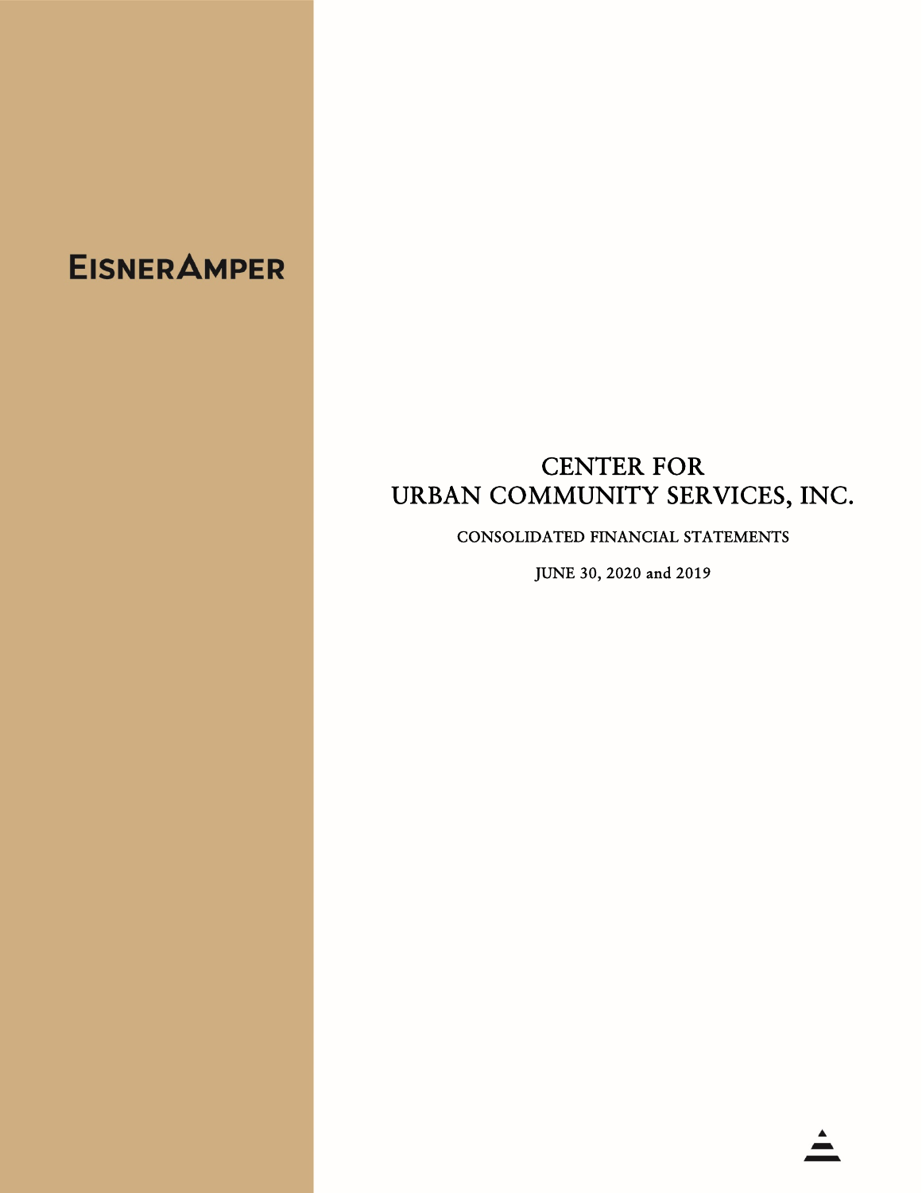EISNERAMPER

# CENTER FOR URBAN COMMUNITY SERVICES, INC.

CONSOLIDATED FINANCIAL STATEMENTS

JUNE 30, 2020 and 2019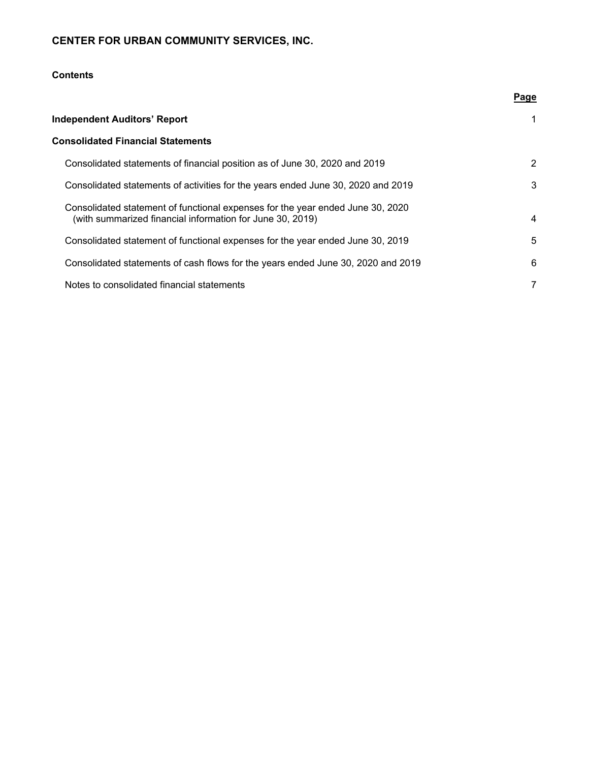# CENTER FOR URBAN COMMUNITY SERVICES, INC.

## Contents

| | Page |
|---|---|
| **Independent Auditors' Report** | 1 |
| **Consolidated Financial Statements** | |
| Consolidated statements of financial position as of June 30, 2020 and 2019 | 2 |
| Consolidated statements of activities for the years ended June 30, 2020 and 2019 | 3 |
| Consolidated statement of functional expenses for the year ended June 30, 2020 (with summarized financial information for June 30, 2019) | 4 |
| Consolidated statement of functional expenses for the year ended June 30, 2019 | 5 |
| Consolidated statements of cash flows for the years ended June 30, 2020 and 2019 | 6 |
| Notes to consolidated financial statements | 7 |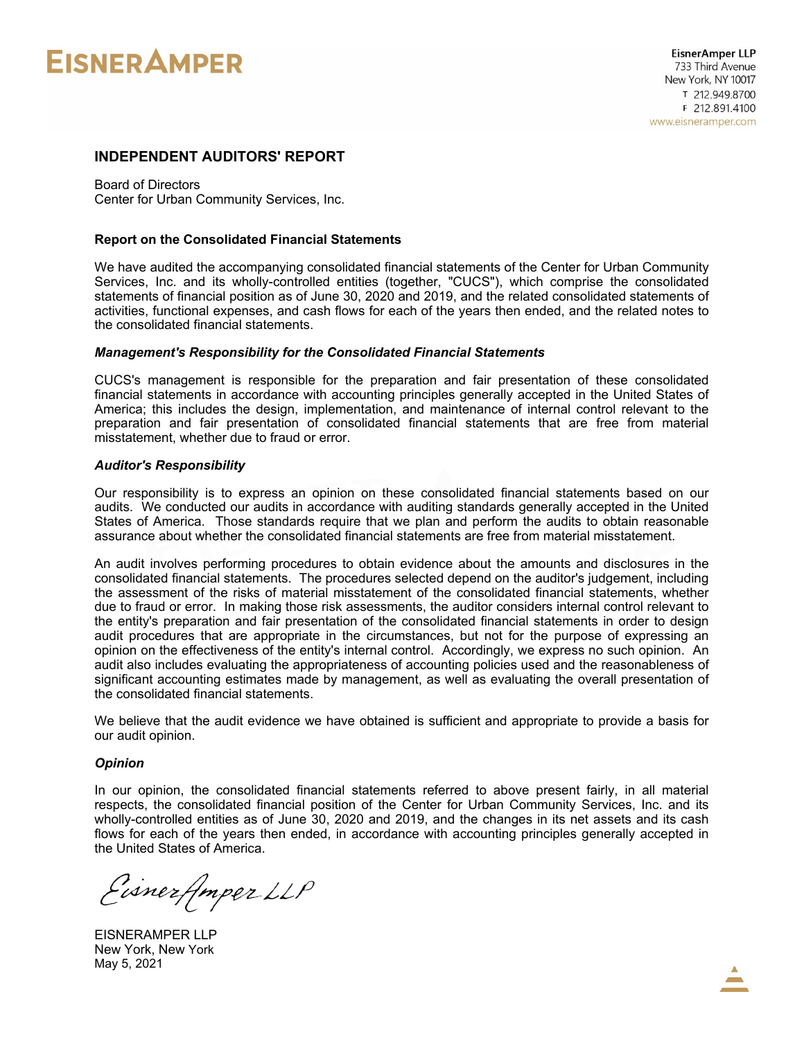**EISNERAMPER**

EisnerAmper LLP
733 Third Avenue
New York, NY 10017
T 212.949.8700
F 212.891.4100
www.eisneramper.com

## INDEPENDENT AUDITORS' REPORT

Board of Directors
Center for Urban Community Services, Inc.

### Report on the Consolidated Financial Statements

We have audited the accompanying consolidated financial statements of the Center for Urban Community Services, Inc. and its wholly-controlled entities (together, "CUCS"), which comprise the consolidated statements of financial position as of June 30, 2020 and 2019, and the related consolidated statements of activities, functional expenses, and cash flows for each of the years then ended, and the related notes to the consolidated financial statements.

***Management's Responsibility for the Consolidated Financial Statements***

CUCS's management is responsible for the preparation and fair presentation of these consolidated financial statements in accordance with accounting principles generally accepted in the United States of America; this includes the design, implementation, and maintenance of internal control relevant to the preparation and fair presentation of consolidated financial statements that are free from material misstatement, whether due to fraud or error.

***Auditor's Responsibility***

Our responsibility is to express an opinion on these consolidated financial statements based on our audits. We conducted our audits in accordance with auditing standards generally accepted in the United States of America. Those standards require that we plan and perform the audits to obtain reasonable assurance about whether the consolidated financial statements are free from material misstatement.

An audit involves performing procedures to obtain evidence about the amounts and disclosures in the consolidated financial statements. The procedures selected depend on the auditor's judgement, including the assessment of the risks of material misstatement of the consolidated financial statements, whether due to fraud or error. In making those risk assessments, the auditor considers internal control relevant to the entity's preparation and fair presentation of the consolidated financial statements in order to design audit procedures that are appropriate in the circumstances, but not for the purpose of expressing an opinion on the effectiveness of the entity's internal control. Accordingly, we express no such opinion. An audit also includes evaluating the appropriateness of accounting policies used and the reasonableness of significant accounting estimates made by management, as well as evaluating the overall presentation of the consolidated financial statements.

We believe that the audit evidence we have obtained is sufficient and appropriate to provide a basis for our audit opinion.

***Opinion***

In our opinion, the consolidated financial statements referred to above present fairly, in all material respects, the consolidated financial position of the Center for Urban Community Services, Inc. and its wholly-controlled entities as of June 30, 2020 and 2019, and the changes in its net assets and its cash flows for each of the years then ended, in accordance with accounting principles generally accepted in the United States of America.

*EisnerAmper LLP*

EISNERAMPER LLP
New York, New York
May 5, 2021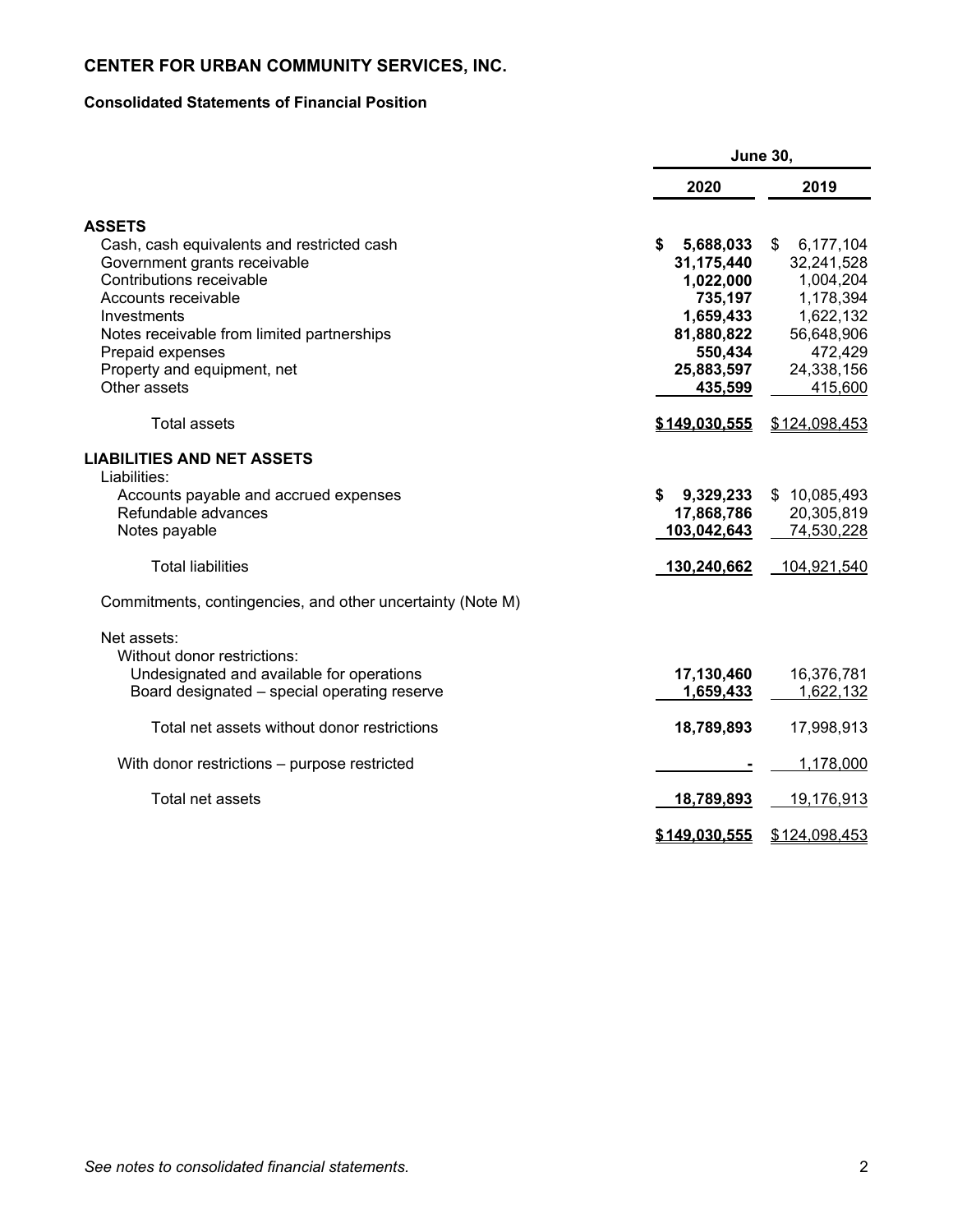# CENTER FOR URBAN COMMUNITY SERVICES, INC.

## Consolidated Statements of Financial Position

| | June 30, | |
|---|---|---|
| | **2020** | **2019** |
| **ASSETS** | | |
| Cash, cash equivalents and restricted cash | **$ 5,688,033** | $ 6,177,104 |
| Government grants receivable | **31,175,440** | 32,241,528 |
| Contributions receivable | **1,022,000** | 1,004,204 |
| Accounts receivable | **735,197** | 1,178,394 |
| Investments | **1,659,433** | 1,622,132 |
| Notes receivable from limited partnerships | **81,880,822** | 56,648,906 |
| Prepaid expenses | **550,434** | 472,429 |
| Property and equipment, net | **25,883,597** | 24,338,156 |
| Other assets | **435,599** | 415,600 |
| Total assets | **$149,030,555** | $124,098,453 |
| **LIABILITIES AND NET ASSETS** | | |
| Liabilities: | | |
| Accounts payable and accrued expenses | **$ 9,329,233** | $ 10,085,493 |
| Refundable advances | **17,868,786** | 20,305,819 |
| Notes payable | **103,042,643** | 74,530,228 |
| Total liabilities | **130,240,662** | 104,921,540 |
| Commitments, contingencies, and other uncertainty (Note M) | | |
| Net assets: | | |
| Without donor restrictions: | | |
| Undesignated and available for operations | **17,130,460** | 16,376,781 |
| Board designated – special operating reserve | **1,659,433** | 1,622,132 |
| Total net assets without donor restrictions | **18,789,893** | 17,998,913 |
| With donor restrictions – purpose restricted | **-** | 1,178,000 |
| Total net assets | **18,789,893** | 19,176,913 |
| | **$149,030,555** | $124,098,453 |

*See notes to consolidated financial statements.*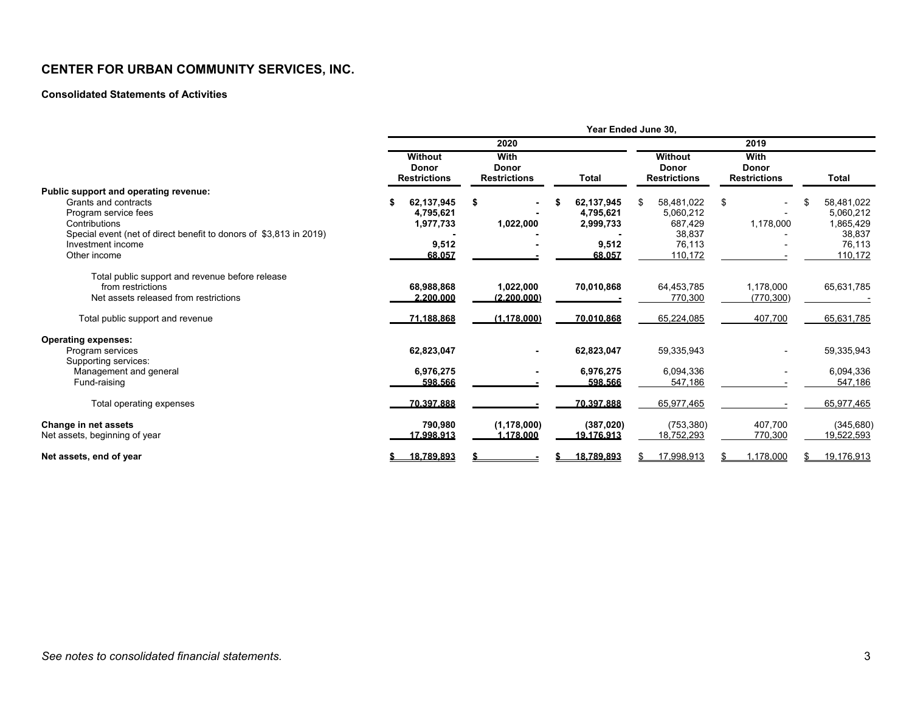# CENTER FOR URBAN COMMUNITY SERVICES, INC.

## Consolidated Statements of Activities

| | Year Ended June 30, | | | | | |
|---|---|---|---|---|---|---|
| | 2020 | | | 2019 | | |
| | Without Donor Restrictions | With Donor Restrictions | Total | Without Donor Restrictions | With Donor Restrictions | Total |
| **Public support and operating revenue:** | | | | | | |
| Grants and contracts | $ 62,137,945 | $ - | $ 62,137,945 | $ 58,481,022 | $ - | $ 58,481,022 |
| Program service fees | 4,795,621 | - | 4,795,621 | 5,060,212 | - | 5,060,212 |
| Contributions | 1,977,733 | 1,022,000 | 2,999,733 | 687,429 | 1,178,000 | 1,865,429 |
| Special event (net of direct benefit to donors of $3,813 in 2019) | - | - | - | 38,837 | - | 38,837 |
| Investment income | 9,512 | - | 9,512 | 76,113 | - | 76,113 |
| Other income | 68,057 | - | 68,057 | 110,172 | - | 110,172 |
| Total public support and revenue before release from restrictions | 68,988,868 | 1,022,000 | 70,010,868 | 64,453,785 | 1,178,000 | 65,631,785 |
| Net assets released from restrictions | 2,200,000 | (2,200,000) | - | 770,300 | (770,300) | - |
| Total public support and revenue | 71,188,868 | (1,178,000) | 70,010,868 | 65,224,085 | 407,700 | 65,631,785 |
| **Operating expenses:** | | | | | | |
| Program services | 62,823,047 | - | 62,823,047 | 59,335,943 | - | 59,335,943 |
| Supporting services: | | | | | | |
| Management and general | 6,976,275 | - | 6,976,275 | 6,094,336 | - | 6,094,336 |
| Fund-raising | 598,566 | - | 598,566 | 547,186 | - | 547,186 |
| Total operating expenses | 70,397,888 | - | 70,397,888 | 65,977,465 | - | 65,977,465 |
| **Change in net assets** | 790,980 | (1,178,000) | (387,020) | (753,380) | 407,700 | (345,680) |
| Net assets, beginning of year | 17,998,913 | 1,178,000 | 19,176,913 | 18,752,293 | 770,300 | 19,522,593 |
| **Net assets, end of year** | $ 18,789,893 | $ - | $ 18,789,893 | $ 17,998,913 | $ 1,178,000 | $ 19,176,913 |

*See notes to consolidated financial statements.*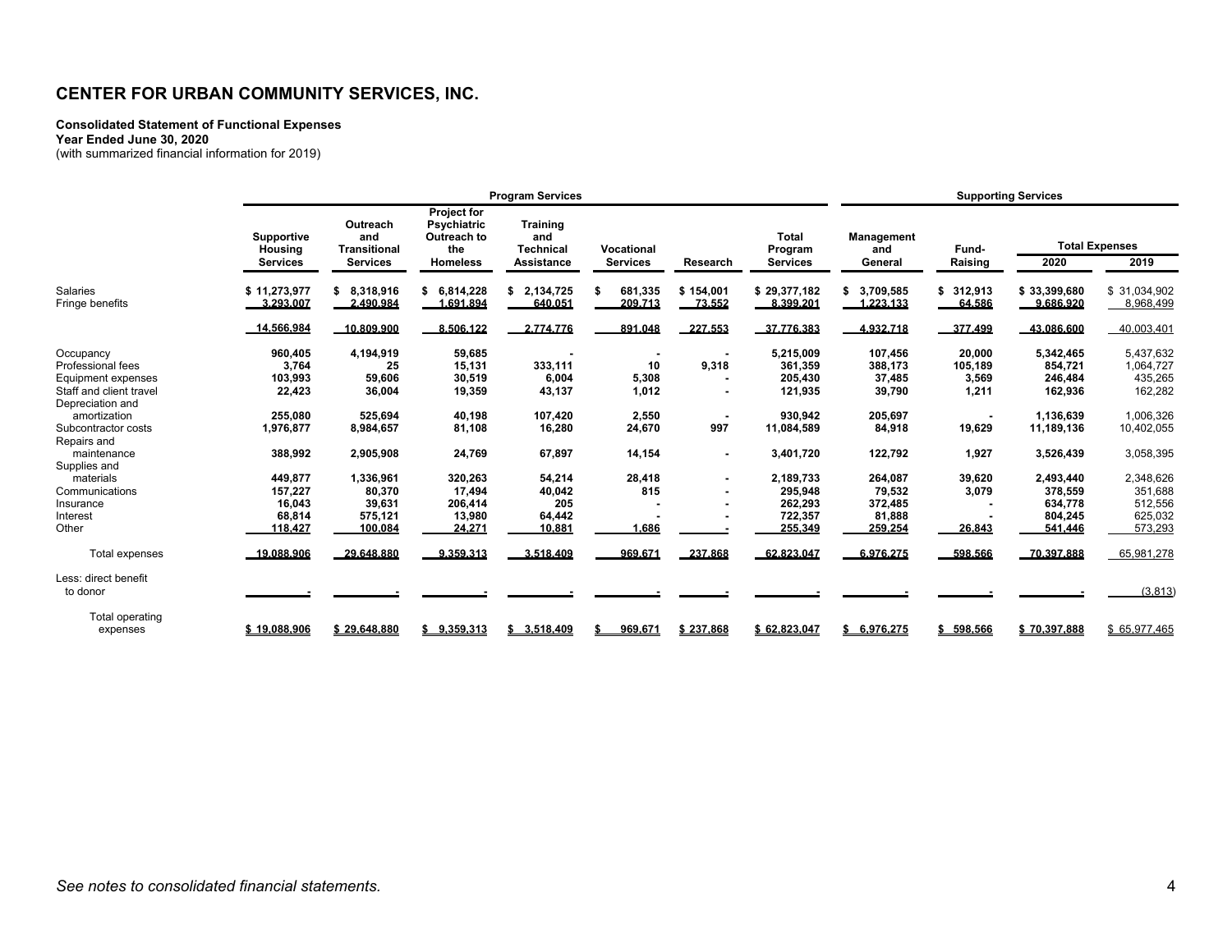# CENTER FOR URBAN COMMUNITY SERVICES, INC.

**Consolidated Statement of Functional Expenses**
**Year Ended June 30, 2020**
(with summarized financial information for 2019)

| | Program Services | | | | | | | Supporting Services | | | |
|---|---|---|---|---|---|---|---|---|---|---|---|
| | Supportive Housing Services | Outreach and Transitional Services | Project for Psychiatric Outreach to the Homeless | Training and Technical Assistance | Vocational Services | Research | Total Program Services | Management and General | Fund-Raising | Total Expenses 2020 | Total Expenses 2019 |
| Salaries | $ 11,273,977 | $ 8,318,916 | $ 6,814,228 | $ 2,134,725 | $ 681,335 | $ 154,001 | $ 29,377,182 | $ 3,709,585 | $ 312,913 | $ 33,399,680 | $ 31,034,902 |
| Fringe benefits | 3,293,007 | 2,490,984 | 1,691,894 | 640,051 | 209,713 | 73,552 | 8,399,201 | 1,223,133 | 64,586 | 9,686,920 | 8,968,499 |
| | 14,566,984 | 10,809,900 | 8,506,122 | 2,774,776 | 891,048 | 227,553 | 37,776,383 | 4,932,718 | 377,499 | 43,086,600 | 40,003,401 |
| Occupancy | 960,405 | 4,194,919 | 59,685 | - | - | - | 5,215,009 | 107,456 | 20,000 | 5,342,465 | 5,437,632 |
| Professional fees | 3,764 | 25 | 15,131 | 333,111 | 10 | 9,318 | 361,359 | 388,173 | 105,189 | 854,721 | 1,064,727 |
| Equipment expenses | 103,993 | 59,606 | 30,519 | 6,004 | 5,308 | - | 205,430 | 37,485 | 3,569 | 246,484 | 435,265 |
| Staff and client travel | 22,423 | 36,004 | 19,359 | 43,137 | 1,012 | - | 121,935 | 39,790 | 1,211 | 162,936 | 162,282 |
| Depreciation and amortization | 255,080 | 525,694 | 40,198 | 107,420 | 2,550 | - | 930,942 | 205,697 | - | 1,136,639 | 1,006,326 |
| Subcontractor costs | 1,976,877 | 8,984,657 | 81,108 | 16,280 | 24,670 | 997 | 11,084,589 | 84,918 | 19,629 | 11,189,136 | 10,402,055 |
| Repairs and maintenance | 388,992 | 2,905,908 | 24,769 | 67,897 | 14,154 | - | 3,401,720 | 122,792 | 1,927 | 3,526,439 | 3,058,395 |
| Supplies and materials | 449,877 | 1,336,961 | 320,263 | 54,214 | 28,418 | - | 2,189,733 | 264,087 | 39,620 | 2,493,440 | 2,348,626 |
| Communications | 157,227 | 80,370 | 17,494 | 40,042 | 815 | - | 295,948 | 79,532 | 3,079 | 378,559 | 351,688 |
| Insurance | 16,043 | 39,631 | 206,414 | 205 | - | - | 262,293 | 372,485 | - | 634,778 | 512,556 |
| Interest | 68,814 | 575,121 | 13,980 | 64,442 | - | - | 722,357 | 81,888 | - | 804,245 | 625,032 |
| Other | 118,427 | 100,084 | 24,271 | 10,881 | 1,686 | - | 255,349 | 259,254 | 26,843 | 541,446 | 573,293 |
| Total expenses | 19,088,906 | 29,648,880 | 9,359,313 | 3,518,409 | 969,671 | 237,868 | 62,823,047 | 6,976,275 | 598,566 | 70,397,888 | 65,981,278 |
| Less: direct benefit to donor | - | - | - | - | - | - | - | - | - | - | (3,813) |
| Total operating expenses | $ 19,088,906 | $ 29,648,880 | $ 9,359,313 | $ 3,518,409 | $ 969,671 | $ 237,868 | $ 62,823,047 | $ 6,976,275 | $ 598,566 | $ 70,397,888 | $ 65,977,465 |

*See notes to consolidated financial statements.*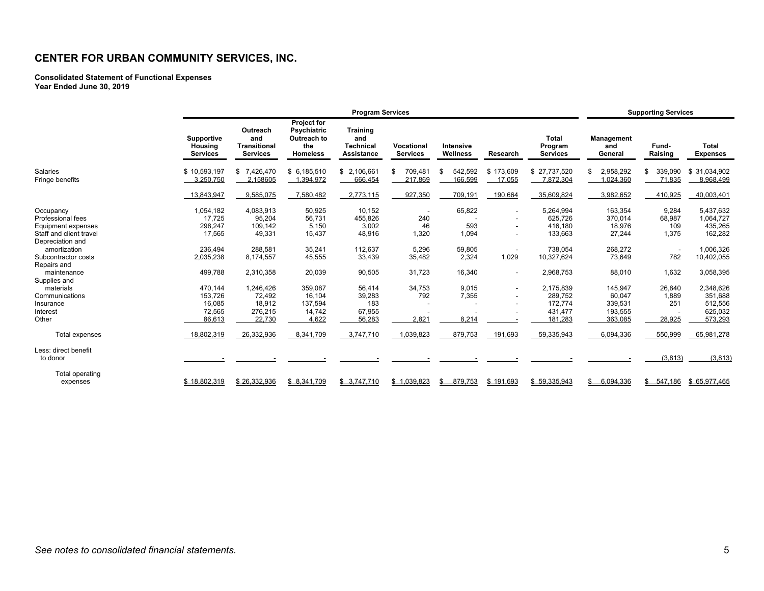# CENTER FOR URBAN COMMUNITY SERVICES, INC.

**Consolidated Statement of Functional Expenses**
**Year Ended June 30, 2019**

| | Program Services | | | | | | | | Supporting Services | | |
|---|---|---|---|---|---|---|---|---|---|---|---|
| | Supportive Housing Services | Outreach and Transitional Services | Project for Psychiatric Outreach to the Homeless | Training and Technical Assistance | Vocational Services | Intensive Wellness | Research | Total Program Services | Management and General | Fund-Raising | Total Expenses |
| Salaries | $ 10,593,197 | $ 7,426,470 | $ 6,185,510 | $ 2,106,661 | $ 709,481 | $ 542,592 | $ 173,609 | $ 27,737,520 | $ 2,958,292 | $ 339,090 | $ 31,034,902 |
| Fringe benefits | 3,250,750 | 2,158605 | 1,394,972 | 666,454 | 217,869 | 166,599 | 17,055 | 7,872,304 | 1,024,360 | 71,835 | 8,968,499 |
| | 13,843,947 | 9,585,075 | 7,580,482 | 2,773,115 | 927,350 | 709,191 | 190,664 | 35,609,824 | 3,982,652 | 410,925 | 40,003,401 |
| Occupancy | 1,054,182 | 4,083,913 | 50,925 | 10,152 | - | 65,822 | - | 5,264,994 | 163,354 | 9,284 | 5,437,632 |
| Professional fees | 17,725 | 95,204 | 56,731 | 455,826 | 240 | - | - | 625,726 | 370,014 | 68,987 | 1,064,727 |
| Equipment expenses | 298,247 | 109,142 | 5,150 | 3,002 | 46 | 593 | - | 416,180 | 18,976 | 109 | 435,265 |
| Staff and client travel | 17,565 | 49,331 | 15,437 | 48,916 | 1,320 | 1,094 | - | 133,663 | 27,244 | 1,375 | 162,282 |
| Depreciation and amortization | 236,494 | 288,581 | 35,241 | 112,637 | 5,296 | 59,805 | - | 738,054 | 268,272 | - | 1,006,326 |
| Subcontractor costs | 2,035,238 | 8,174,557 | 45,555 | 33,439 | 35,482 | 2,324 | 1,029 | 10,327,624 | 73,649 | 782 | 10,402,055 |
| Repairs and maintenance | 499,788 | 2,310,358 | 20,039 | 90,505 | 31,723 | 16,340 | - | 2,968,753 | 88,010 | 1,632 | 3,058,395 |
| Supplies and materials | 470,144 | 1,246,426 | 359,087 | 56,414 | 34,753 | 9,015 | - | 2,175,839 | 145,947 | 26,840 | 2,348,626 |
| Communications | 153,726 | 72,492 | 16,104 | 39,283 | 792 | 7,355 | - | 289,752 | 60,047 | 1,889 | 351,688 |
| Insurance | 16,085 | 18,912 | 137,594 | 183 | - | - | - | 172,774 | 339,531 | 251 | 512,556 |
| Interest | 72,565 | 276,215 | 14,742 | 67,955 | - | - | - | 431,477 | 193,555 | - | 625,032 |
| Other | 86,613 | 22,730 | 4,622 | 56,283 | 2,821 | 8,214 | - | 181,283 | 363,085 | 28,925 | 573,293 |
| Total expenses | 18,802,319 | 26,332,936 | 8,341,709 | 3,747,710 | 1,039,823 | 879,753 | 191,693 | 59,335,943 | 6,094,336 | 550,999 | 65,981,278 |
| Less: direct benefit to donor | - | - | - | - | - | - | - | - | - | (3,813) | (3,813) |
| Total operating expenses | $ 18,802,319 | $ 26,332,936 | $ 8,341,709 | $ 3,747,710 | $ 1,039,823 | $ 879,753 | $ 191,693 | $ 59,335,943 | $ 6,094,336 | $ 547,186 | $ 65,977,465 |

*See notes to consolidated financial statements.*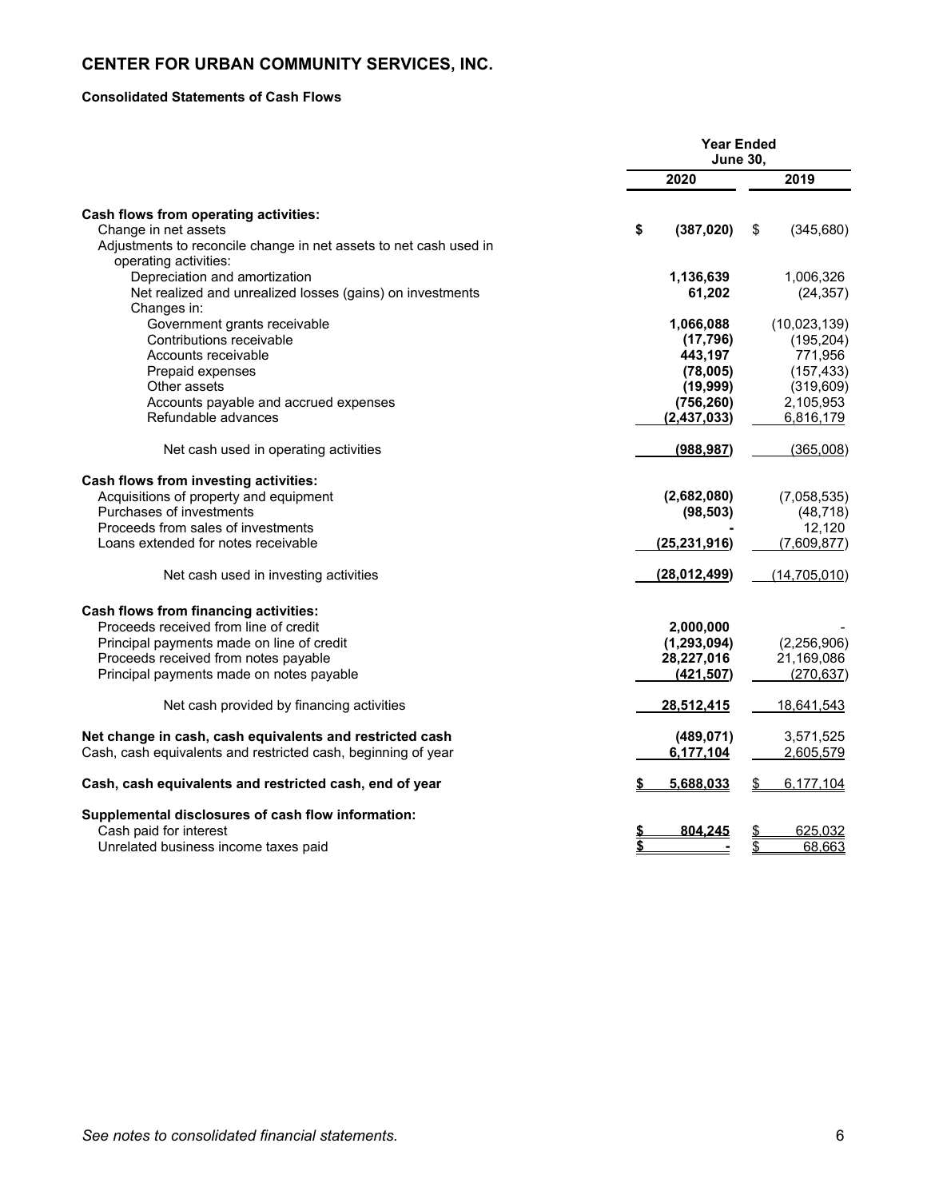# CENTER FOR URBAN COMMUNITY SERVICES, INC.

**Consolidated Statements of Cash Flows**

| | Year Ended June 30, 2020 | Year Ended June 30, 2019 |
|---|---|---|
| **Cash flows from operating activities:** | | |
| Change in net assets | **$ (387,020)** | $ (345,680) |
| Adjustments to reconcile change in net assets to net cash used in operating activities: | | |
| Depreciation and amortization | **1,136,639** | 1,006,326 |
| Net realized and unrealized losses (gains) on investments | **61,202** | (24,357) |
| Changes in: | | |
| Government grants receivable | **1,066,088** | (10,023,139) |
| Contributions receivable | **(17,796)** | (195,204) |
| Accounts receivable | **443,197** | 771,956 |
| Prepaid expenses | **(78,005)** | (157,433) |
| Other assets | **(19,999)** | (319,609) |
| Accounts payable and accrued expenses | **(756,260)** | 2,105,953 |
| Refundable advances | **(2,437,033)** | 6,816,179 |
| Net cash used in operating activities | **(988,987)** | (365,008) |
| **Cash flows from investing activities:** | | |
| Acquisitions of property and equipment | **(2,682,080)** | (7,058,535) |
| Purchases of investments | **(98,503)** | (48,718) |
| Proceeds from sales of investments | **-** | 12,120 |
| Loans extended for notes receivable | **(25,231,916)** | (7,609,877) |
| Net cash used in investing activities | **(28,012,499)** | (14,705,010) |
| **Cash flows from financing activities:** | | |
| Proceeds received from line of credit | **2,000,000** | - |
| Principal payments made on line of credit | **(1,293,094)** | (2,256,906) |
| Proceeds received from notes payable | **28,227,016** | 21,169,086 |
| Principal payments made on notes payable | **(421,507)** | (270,637) |
| Net cash provided by financing activities | **28,512,415** | 18,641,543 |
| **Net change in cash, cash equivalents and restricted cash** | **(489,071)** | 3,571,525 |
| Cash, cash equivalents and restricted cash, beginning of year | **6,177,104** | 2,605,579 |
| **Cash, cash equivalents and restricted cash, end of year** | **$ 5,688,033** | $ 6,177,104 |
| **Supplemental disclosures of cash flow information:** | | |
| Cash paid for interest | **$ 804,245** | $ 625,032 |
| Unrelated business income taxes paid | **$ -** | $ 68,663 |

*See notes to consolidated financial statements.*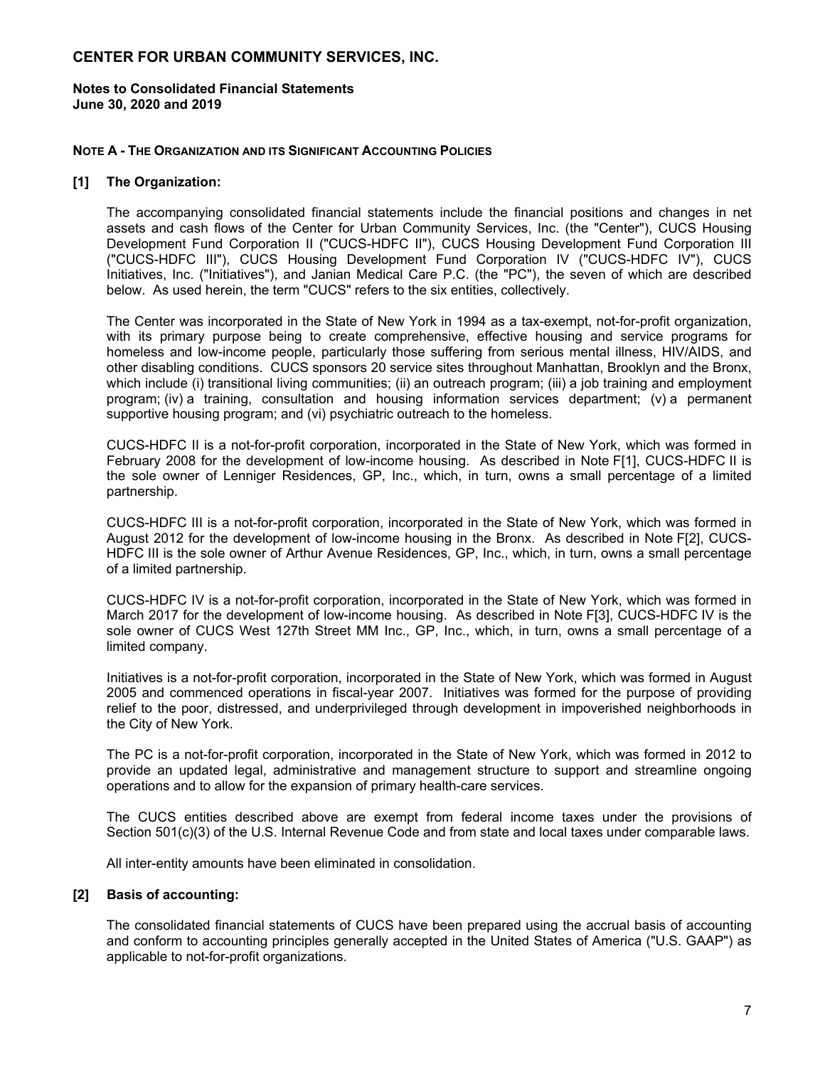# CENTER FOR URBAN COMMUNITY SERVICES, INC.

**Notes to Consolidated Financial Statements**
**June 30, 2020 and 2019**

## NOTE A - THE ORGANIZATION AND ITS SIGNIFICANT ACCOUNTING POLICIES

### [1] The Organization:

The accompanying consolidated financial statements include the financial positions and changes in net assets and cash flows of the Center for Urban Community Services, Inc. (the "Center"), CUCS Housing Development Fund Corporation II ("CUCS-HDFC II"), CUCS Housing Development Fund Corporation III ("CUCS-HDFC III"), CUCS Housing Development Fund Corporation IV ("CUCS-HDFC IV"), CUCS Initiatives, Inc. ("Initiatives"), and Janian Medical Care P.C. (the "PC"), the seven of which are described below. As used herein, the term "CUCS" refers to the six entities, collectively.

The Center was incorporated in the State of New York in 1994 as a tax-exempt, not-for-profit organization, with its primary purpose being to create comprehensive, effective housing and service programs for homeless and low-income people, particularly those suffering from serious mental illness, HIV/AIDS, and other disabling conditions. CUCS sponsors 20 service sites throughout Manhattan, Brooklyn and the Bronx, which include (i) transitional living communities; (ii) an outreach program; (iii) a job training and employment program; (iv) a training, consultation and housing information services department; (v) a permanent supportive housing program; and (vi) psychiatric outreach to the homeless.

CUCS-HDFC II is a not-for-profit corporation, incorporated in the State of New York, which was formed in February 2008 for the development of low-income housing. As described in Note F[1], CUCS-HDFC II is the sole owner of Lenniger Residences, GP, Inc., which, in turn, owns a small percentage of a limited partnership.

CUCS-HDFC III is a not-for-profit corporation, incorporated in the State of New York, which was formed in August 2012 for the development of low-income housing in the Bronx. As described in Note F[2], CUCS-HDFC III is the sole owner of Arthur Avenue Residences, GP, Inc., which, in turn, owns a small percentage of a limited partnership.

CUCS-HDFC IV is a not-for-profit corporation, incorporated in the State of New York, which was formed in March 2017 for the development of low-income housing. As described in Note F[3], CUCS-HDFC IV is the sole owner of CUCS West 127th Street MM Inc., GP, Inc., which, in turn, owns a small percentage of a limited company.

Initiatives is a not-for-profit corporation, incorporated in the State of New York, which was formed in August 2005 and commenced operations in fiscal-year 2007. Initiatives was formed for the purpose of providing relief to the poor, distressed, and underprivileged through development in impoverished neighborhoods in the City of New York.

The PC is a not-for-profit corporation, incorporated in the State of New York, which was formed in 2012 to provide an updated legal, administrative and management structure to support and streamline ongoing operations and to allow for the expansion of primary health-care services.

The CUCS entities described above are exempt from federal income taxes under the provisions of Section 501(c)(3) of the U.S. Internal Revenue Code and from state and local taxes under comparable laws.

All inter-entity amounts have been eliminated in consolidation.

### [2] Basis of accounting:

The consolidated financial statements of CUCS have been prepared using the accrual basis of accounting and conform to accounting principles generally accepted in the United States of America ("U.S. GAAP") as applicable to not-for-profit organizations.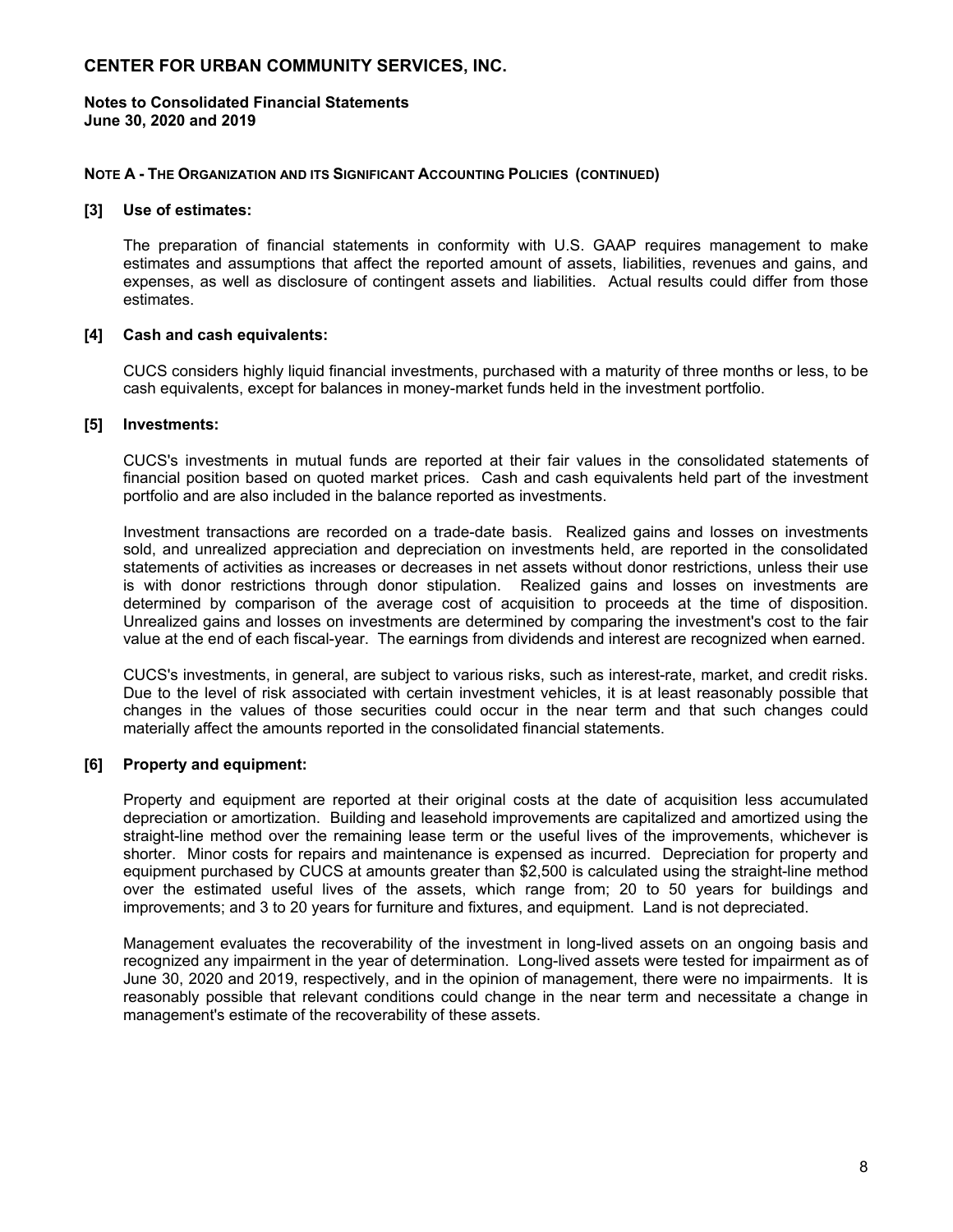# CENTER FOR URBAN COMMUNITY SERVICES, INC.

**Notes to Consolidated Financial Statements**
**June 30, 2020 and 2019**

**NOTE A - THE ORGANIZATION AND ITS SIGNIFICANT ACCOUNTING POLICIES (CONTINUED)**

**[3] Use of estimates:**

The preparation of financial statements in conformity with U.S. GAAP requires management to make estimates and assumptions that affect the reported amount of assets, liabilities, revenues and gains, and expenses, as well as disclosure of contingent assets and liabilities. Actual results could differ from those estimates.

**[4] Cash and cash equivalents:**

CUCS considers highly liquid financial investments, purchased with a maturity of three months or less, to be cash equivalents, except for balances in money-market funds held in the investment portfolio.

**[5] Investments:**

CUCS's investments in mutual funds are reported at their fair values in the consolidated statements of financial position based on quoted market prices. Cash and cash equivalents held part of the investment portfolio and are also included in the balance reported as investments.

Investment transactions are recorded on a trade-date basis. Realized gains and losses on investments sold, and unrealized appreciation and depreciation on investments held, are reported in the consolidated statements of activities as increases or decreases in net assets without donor restrictions, unless their use is with donor restrictions through donor stipulation. Realized gains and losses on investments are determined by comparison of the average cost of acquisition to proceeds at the time of disposition. Unrealized gains and losses on investments are determined by comparing the investment's cost to the fair value at the end of each fiscal-year. The earnings from dividends and interest are recognized when earned.

CUCS's investments, in general, are subject to various risks, such as interest-rate, market, and credit risks. Due to the level of risk associated with certain investment vehicles, it is at least reasonably possible that changes in the values of those securities could occur in the near term and that such changes could materially affect the amounts reported in the consolidated financial statements.

**[6] Property and equipment:**

Property and equipment are reported at their original costs at the date of acquisition less accumulated depreciation or amortization. Building and leasehold improvements are capitalized and amortized using the straight-line method over the remaining lease term or the useful lives of the improvements, whichever is shorter. Minor costs for repairs and maintenance is expensed as incurred. Depreciation for property and equipment purchased by CUCS at amounts greater than $2,500 is calculated using the straight-line method over the estimated useful lives of the assets, which range from; 20 to 50 years for buildings and improvements; and 3 to 20 years for furniture and fixtures, and equipment. Land is not depreciated.

Management evaluates the recoverability of the investment in long-lived assets on an ongoing basis and recognized any impairment in the year of determination. Long-lived assets were tested for impairment as of June 30, 2020 and 2019, respectively, and in the opinion of management, there were no impairments. It is reasonably possible that relevant conditions could change in the near term and necessitate a change in management's estimate of the recoverability of these assets.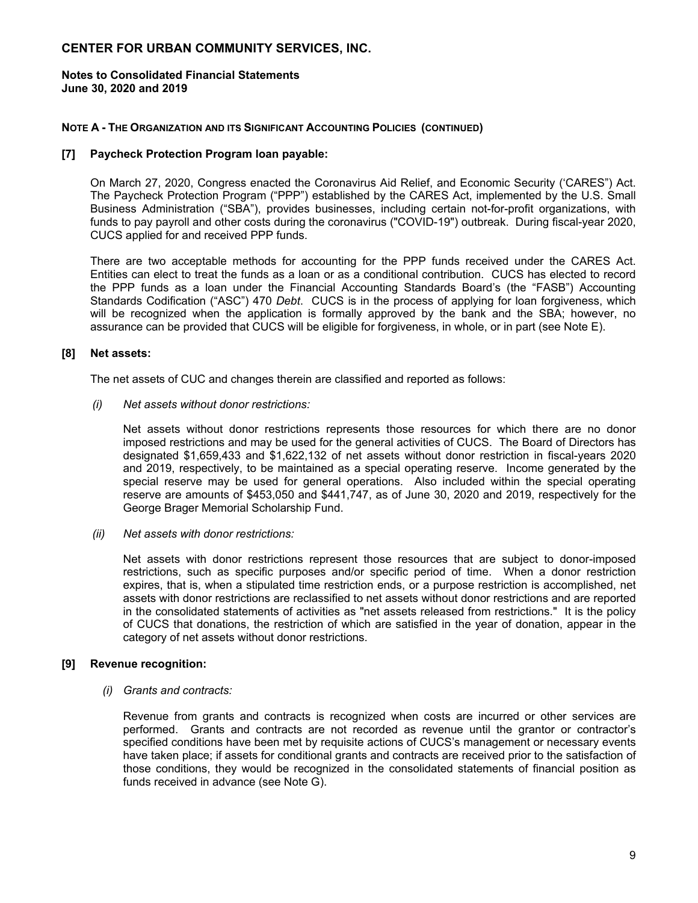# CENTER FOR URBAN COMMUNITY SERVICES, INC.

**Notes to Consolidated Financial Statements**
**June 30, 2020 and 2019**

**NOTE A - THE ORGANIZATION AND ITS SIGNIFICANT ACCOUNTING POLICIES (CONTINUED)**

**[7] Paycheck Protection Program loan payable:**

On March 27, 2020, Congress enacted the Coronavirus Aid Relief, and Economic Security ('CARES") Act. The Paycheck Protection Program ("PPP") established by the CARES Act, implemented by the U.S. Small Business Administration ("SBA"), provides businesses, including certain not-for-profit organizations, with funds to pay payroll and other costs during the coronavirus ("COVID-19") outbreak. During fiscal-year 2020, CUCS applied for and received PPP funds.

There are two acceptable methods for accounting for the PPP funds received under the CARES Act. Entities can elect to treat the funds as a loan or as a conditional contribution. CUCS has elected to record the PPP funds as a loan under the Financial Accounting Standards Board's (the "FASB") Accounting Standards Codification ("ASC") 470 *Debt*. CUCS is in the process of applying for loan forgiveness, which will be recognized when the application is formally approved by the bank and the SBA; however, no assurance can be provided that CUCS will be eligible for forgiveness, in whole, or in part (see Note E).

**[8] Net assets:**

The net assets of CUC and changes therein are classified and reported as follows:

*(i) Net assets without donor restrictions:*

Net assets without donor restrictions represents those resources for which there are no donor imposed restrictions and may be used for the general activities of CUCS. The Board of Directors has designated $1,659,433 and $1,622,132 of net assets without donor restriction in fiscal-years 2020 and 2019, respectively, to be maintained as a special operating reserve. Income generated by the special reserve may be used for general operations. Also included within the special operating reserve are amounts of $453,050 and $441,747, as of June 30, 2020 and 2019, respectively for the George Brager Memorial Scholarship Fund.

*(ii) Net assets with donor restrictions:*

Net assets with donor restrictions represent those resources that are subject to donor-imposed restrictions, such as specific purposes and/or specific period of time. When a donor restriction expires, that is, when a stipulated time restriction ends, or a purpose restriction is accomplished, net assets with donor restrictions are reclassified to net assets without donor restrictions and are reported in the consolidated statements of activities as "net assets released from restrictions." It is the policy of CUCS that donations, the restriction of which are satisfied in the year of donation, appear in the category of net assets without donor restrictions.

**[9] Revenue recognition:**

*(i) Grants and contracts:*

Revenue from grants and contracts is recognized when costs are incurred or other services are performed. Grants and contracts are not recorded as revenue until the grantor or contractor's specified conditions have been met by requisite actions of CUCS's management or necessary events have taken place; if assets for conditional grants and contracts are received prior to the satisfaction of those conditions, they would be recognized in the consolidated statements of financial position as funds received in advance (see Note G).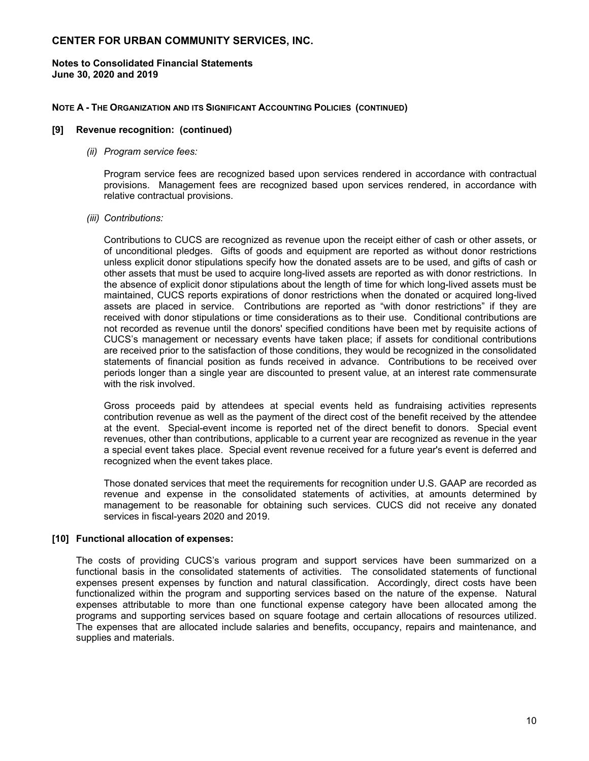# CENTER FOR URBAN COMMUNITY SERVICES, INC.

**Notes to Consolidated Financial Statements**
**June 30, 2020 and 2019**

**NOTE A - THE ORGANIZATION AND ITS SIGNIFICANT ACCOUNTING POLICIES (CONTINUED)**

### [9] Revenue recognition: (continued)

*(ii) Program service fees:*

Program service fees are recognized based upon services rendered in accordance with contractual provisions. Management fees are recognized based upon services rendered, in accordance with relative contractual provisions.

*(iii) Contributions:*

Contributions to CUCS are recognized as revenue upon the receipt either of cash or other assets, or of unconditional pledges. Gifts of goods and equipment are reported as without donor restrictions unless explicit donor stipulations specify how the donated assets are to be used, and gifts of cash or other assets that must be used to acquire long-lived assets are reported as with donor restrictions. In the absence of explicit donor stipulations about the length of time for which long-lived assets must be maintained, CUCS reports expirations of donor restrictions when the donated or acquired long-lived assets are placed in service. Contributions are reported as "with donor restrictions" if they are received with donor stipulations or time considerations as to their use. Conditional contributions are not recorded as revenue until the donors' specified conditions have been met by requisite actions of CUCS's management or necessary events have taken place; if assets for conditional contributions are received prior to the satisfaction of those conditions, they would be recognized in the consolidated statements of financial position as funds received in advance. Contributions to be received over periods longer than a single year are discounted to present value, at an interest rate commensurate with the risk involved.

Gross proceeds paid by attendees at special events held as fundraising activities represents contribution revenue as well as the payment of the direct cost of the benefit received by the attendee at the event. Special-event income is reported net of the direct benefit to donors. Special event revenues, other than contributions, applicable to a current year are recognized as revenue in the year a special event takes place. Special event revenue received for a future year's event is deferred and recognized when the event takes place.

Those donated services that meet the requirements for recognition under U.S. GAAP are recorded as revenue and expense in the consolidated statements of activities, at amounts determined by management to be reasonable for obtaining such services. CUCS did not receive any donated services in fiscal-years 2020 and 2019.

### [10] Functional allocation of expenses:

The costs of providing CUCS's various program and support services have been summarized on a functional basis in the consolidated statements of activities. The consolidated statements of functional expenses present expenses by function and natural classification. Accordingly, direct costs have been functionalized within the program and supporting services based on the nature of the expense. Natural expenses attributable to more than one functional expense category have been allocated among the programs and supporting services based on square footage and certain allocations of resources utilized. The expenses that are allocated include salaries and benefits, occupancy, repairs and maintenance, and supplies and materials.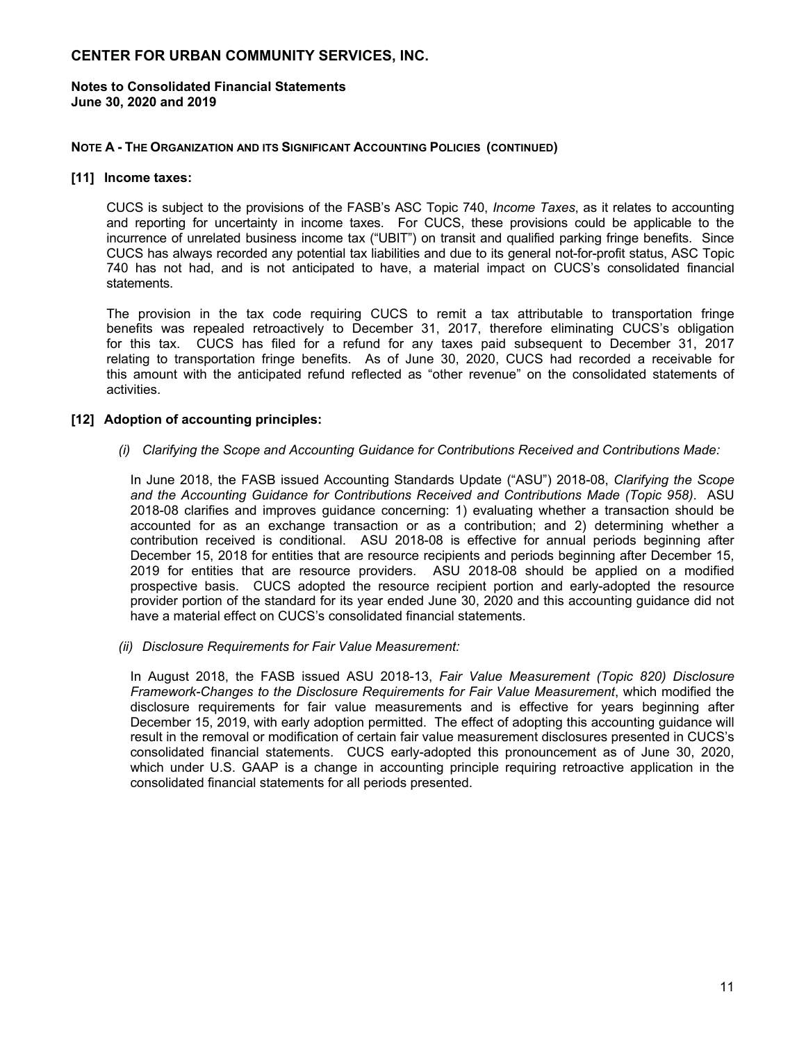**NOTE A - THE ORGANIZATION AND ITS SIGNIFICANT ACCOUNTING POLICIES (CONTINUED)**

**[11] Income taxes:**

CUCS is subject to the provisions of the FASB's ASC Topic 740, *Income Taxes*, as it relates to accounting and reporting for uncertainty in income taxes. For CUCS, these provisions could be applicable to the incurrence of unrelated business income tax ("UBIT") on transit and qualified parking fringe benefits. Since CUCS has always recorded any potential tax liabilities and due to its general not-for-profit status, ASC Topic 740 has not had, and is not anticipated to have, a material impact on CUCS's consolidated financial statements.

The provision in the tax code requiring CUCS to remit a tax attributable to transportation fringe benefits was repealed retroactively to December 31, 2017, therefore eliminating CUCS's obligation for this tax. CUCS has filed for a refund for any taxes paid subsequent to December 31, 2017 relating to transportation fringe benefits. As of June 30, 2020, CUCS had recorded a receivable for this amount with the anticipated refund reflected as "other revenue" on the consolidated statements of activities.

**[12] Adoption of accounting principles:**

*(i) Clarifying the Scope and Accounting Guidance for Contributions Received and Contributions Made:*

In June 2018, the FASB issued Accounting Standards Update ("ASU") 2018-08, *Clarifying the Scope and the Accounting Guidance for Contributions Received and Contributions Made (Topic 958)*. ASU 2018-08 clarifies and improves guidance concerning: 1) evaluating whether a transaction should be accounted for as an exchange transaction or as a contribution; and 2) determining whether a contribution received is conditional. ASU 2018-08 is effective for annual periods beginning after December 15, 2018 for entities that are resource recipients and periods beginning after December 15, 2019 for entities that are resource providers. ASU 2018-08 should be applied on a modified prospective basis. CUCS adopted the resource recipient portion and early-adopted the resource provider portion of the standard for its year ended June 30, 2020 and this accounting guidance did not have a material effect on CUCS's consolidated financial statements.

*(ii) Disclosure Requirements for Fair Value Measurement:*

In August 2018, the FASB issued ASU 2018-13, *Fair Value Measurement (Topic 820) Disclosure Framework-Changes to the Disclosure Requirements for Fair Value Measurement*, which modified the disclosure requirements for fair value measurements and is effective for years beginning after December 15, 2019, with early adoption permitted. The effect of adopting this accounting guidance will result in the removal or modification of certain fair value measurement disclosures presented in CUCS's consolidated financial statements. CUCS early-adopted this pronouncement as of June 30, 2020, which under U.S. GAAP is a change in accounting principle requiring retroactive application in the consolidated financial statements for all periods presented.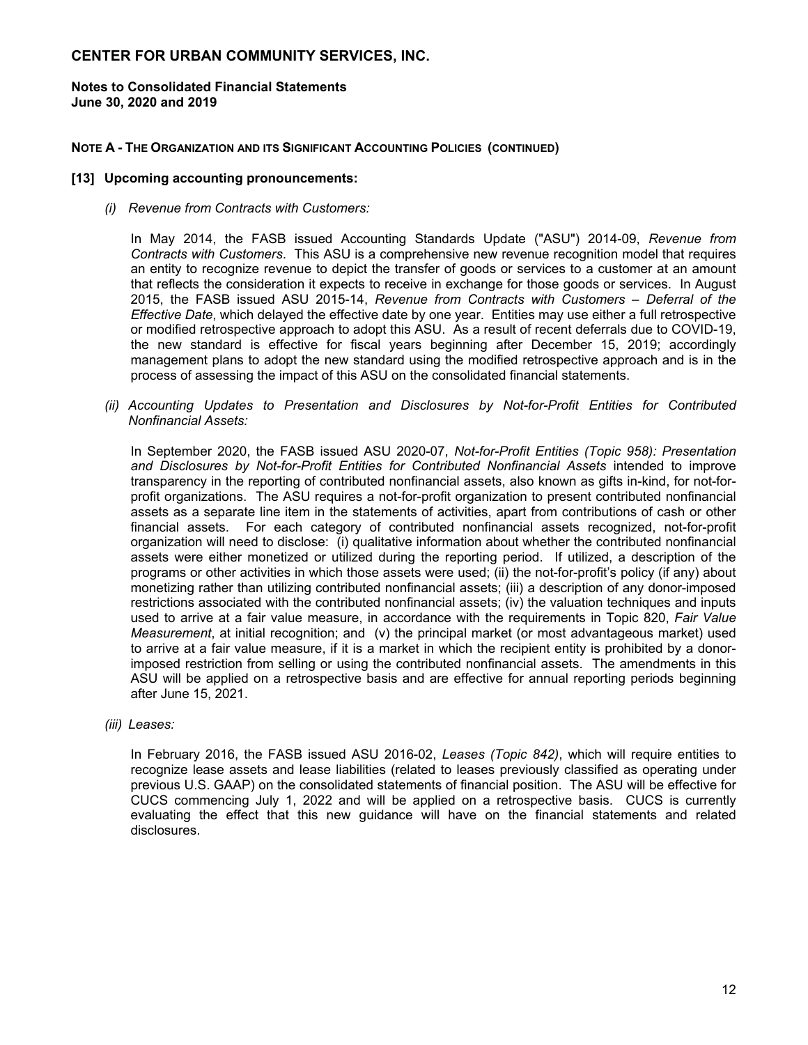**NOTE A - THE ORGANIZATION AND ITS SIGNIFICANT ACCOUNTING POLICIES (CONTINUED)**

**[13] Upcoming accounting pronouncements:**

*(i) Revenue from Contracts with Customers:*

In May 2014, the FASB issued Accounting Standards Update ("ASU") 2014-09, *Revenue from Contracts with Customers*. This ASU is a comprehensive new revenue recognition model that requires an entity to recognize revenue to depict the transfer of goods or services to a customer at an amount that reflects the consideration it expects to receive in exchange for those goods or services. In August 2015, the FASB issued ASU 2015-14, *Revenue from Contracts with Customers – Deferral of the Effective Date*, which delayed the effective date by one year. Entities may use either a full retrospective or modified retrospective approach to adopt this ASU. As a result of recent deferrals due to COVID-19, the new standard is effective for fiscal years beginning after December 15, 2019; accordingly management plans to adopt the new standard using the modified retrospective approach and is in the process of assessing the impact of this ASU on the consolidated financial statements.

*(ii) Accounting Updates to Presentation and Disclosures by Not-for-Profit Entities for Contributed Nonfinancial Assets:*

In September 2020, the FASB issued ASU 2020-07, *Not-for-Profit Entities (Topic 958): Presentation and Disclosures by Not-for-Profit Entities for Contributed Nonfinancial Assets* intended to improve transparency in the reporting of contributed nonfinancial assets, also known as gifts in-kind, for not-for-profit organizations. The ASU requires a not-for-profit organization to present contributed nonfinancial assets as a separate line item in the statements of activities, apart from contributions of cash or other financial assets. For each category of contributed nonfinancial assets recognized, not-for-profit organization will need to disclose: (i) qualitative information about whether the contributed nonfinancial assets were either monetized or utilized during the reporting period. If utilized, a description of the programs or other activities in which those assets were used; (ii) the not-for-profit's policy (if any) about monetizing rather than utilizing contributed nonfinancial assets; (iii) a description of any donor-imposed restrictions associated with the contributed nonfinancial assets; (iv) the valuation techniques and inputs used to arrive at a fair value measure, in accordance with the requirements in Topic 820, *Fair Value Measurement*, at initial recognition; and (v) the principal market (or most advantageous market) used to arrive at a fair value measure, if it is a market in which the recipient entity is prohibited by a donor-imposed restriction from selling or using the contributed nonfinancial assets. The amendments in this ASU will be applied on a retrospective basis and are effective for annual reporting periods beginning after June 15, 2021.

*(iii) Leases:*

In February 2016, the FASB issued ASU 2016-02, *Leases (Topic 842)*, which will require entities to recognize lease assets and lease liabilities (related to leases previously classified as operating under previous U.S. GAAP) on the consolidated statements of financial position. The ASU will be effective for CUCS commencing July 1, 2022 and will be applied on a retrospective basis. CUCS is currently evaluating the effect that this new guidance will have on the financial statements and related disclosures.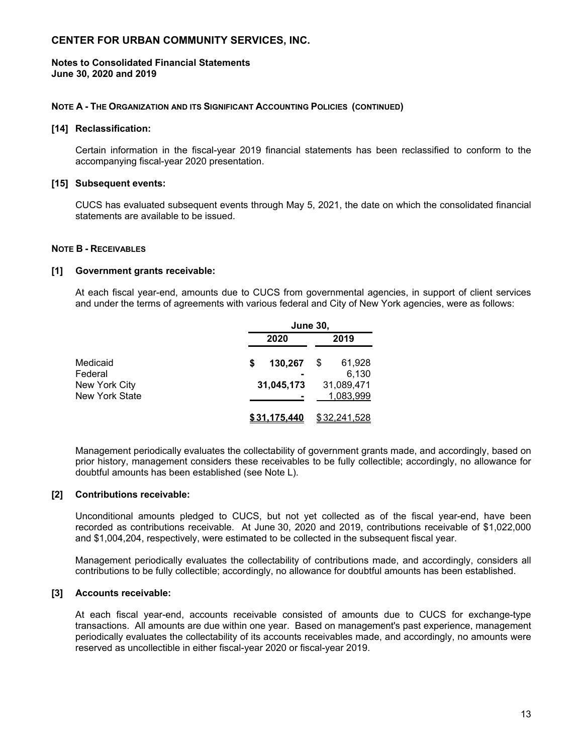# CENTER FOR URBAN COMMUNITY SERVICES, INC.

**Notes to Consolidated Financial Statements**
**June 30, 2020 and 2019**

**NOTE A - THE ORGANIZATION AND ITS SIGNIFICANT ACCOUNTING POLICIES (CONTINUED)**

**[14] Reclassification:**

Certain information in the fiscal-year 2019 financial statements has been reclassified to conform to the accompanying fiscal-year 2020 presentation.

**[15] Subsequent events:**

CUCS has evaluated subsequent events through May 5, 2021, the date on which the consolidated financial statements are available to be issued.

**NOTE B - RECEIVABLES**

**[1] Government grants receivable:**

At each fiscal year-end, amounts due to CUCS from governmental agencies, in support of client services and under the terms of agreements with various federal and City of New York agencies, were as follows:

| | June 30, | |
|---|---|---|
| | **2020** | **2019** |
| Medicaid | **$ 130,267** | $ 61,928 |
| Federal | **-** | 6,130 |
| New York City | **31,045,173** | 31,089,471 |
| New York State | **-** | 1,083,999 |
| | **$ 31,175,440** | $ 32,241,528 |

Management periodically evaluates the collectability of government grants made, and accordingly, based on prior history, management considers these receivables to be fully collectible; accordingly, no allowance for doubtful amounts has been established (see Note L).

**[2] Contributions receivable:**

Unconditional amounts pledged to CUCS, but not yet collected as of the fiscal year-end, have been recorded as contributions receivable. At June 30, 2020 and 2019, contributions receivable of $1,022,000 and $1,004,204, respectively, were estimated to be collected in the subsequent fiscal year.

Management periodically evaluates the collectability of contributions made, and accordingly, considers all contributions to be fully collectible; accordingly, no allowance for doubtful amounts has been established.

**[3] Accounts receivable:**

At each fiscal year-end, accounts receivable consisted of amounts due to CUCS for exchange-type transactions. All amounts are due within one year. Based on management's past experience, management periodically evaluates the collectability of its accounts receivables made, and accordingly, no amounts were reserved as uncollectible in either fiscal-year 2020 or fiscal-year 2019.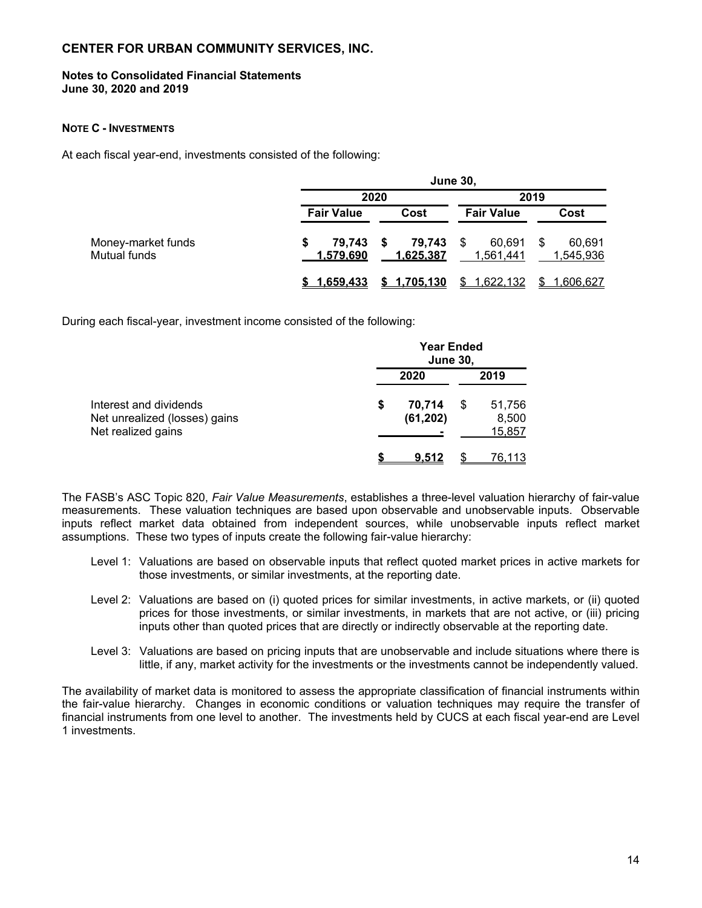# CENTER FOR URBAN COMMUNITY SERVICES, INC.

**Notes to Consolidated Financial Statements**
**June 30, 2020 and 2019**

**NOTE C - INVESTMENTS**

At each fiscal year-end, investments consisted of the following:

| | June 30, | | | |
|---|---|---|---|---|
| | 2020 | | 2019 | |
| | Fair Value | Cost | Fair Value | Cost |
| Money-market funds | $ 79,743 | $ 79,743 | $ 60,691 | $ 60,691 |
| Mutual funds | 1,579,690 | 1,625,387 | 1,561,441 | 1,545,936 |
| | $ 1,659,433 | $ 1,705,130 | $ 1,622,132 | $ 1,606,627 |

During each fiscal-year, investment income consisted of the following:

| | Year Ended June 30, | |
|---|---|---|
| | 2020 | 2019 |
| Interest and dividends | $ 70,714 | $ 51,756 |
| Net unrealized (losses) gains | (61,202) | 8,500 |
| Net realized gains | - | 15,857 |
| | $ 9,512 | $ 76,113 |

The FASB's ASC Topic 820, *Fair Value Measurements*, establishes a three-level valuation hierarchy of fair-value measurements. These valuation techniques are based upon observable and unobservable inputs. Observable inputs reflect market data obtained from independent sources, while unobservable inputs reflect market assumptions. These two types of inputs create the following fair-value hierarchy:

Level 1: Valuations are based on observable inputs that reflect quoted market prices in active markets for those investments, or similar investments, at the reporting date.

Level 2: Valuations are based on (i) quoted prices for similar investments, in active markets, or (ii) quoted prices for those investments, or similar investments, in markets that are not active, or (iii) pricing inputs other than quoted prices that are directly or indirectly observable at the reporting date.

Level 3: Valuations are based on pricing inputs that are unobservable and include situations where there is little, if any, market activity for the investments or the investments cannot be independently valued.

The availability of market data is monitored to assess the appropriate classification of financial instruments within the fair-value hierarchy. Changes in economic conditions or valuation techniques may require the transfer of financial instruments from one level to another. The investments held by CUCS at each fiscal year-end are Level 1 investments.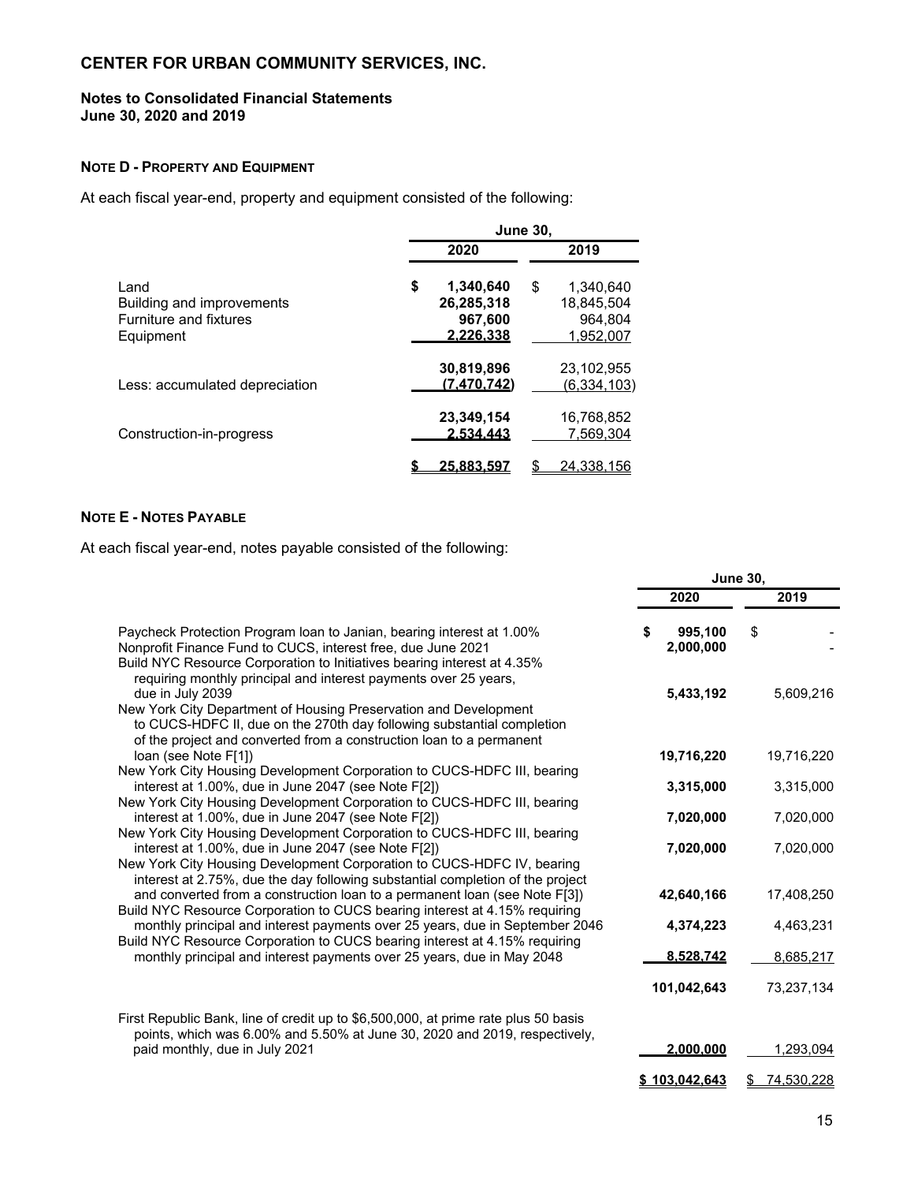# CENTER FOR URBAN COMMUNITY SERVICES, INC.

**Notes to Consolidated Financial Statements**
**June 30, 2020 and 2019**

### NOTE D - PROPERTY AND EQUIPMENT

At each fiscal year-end, property and equipment consisted of the following:

| | June 30, 2020 | June 30, 2019 |
|---|---|---|
| Land | $ 1,340,640 | $ 1,340,640 |
| Building and improvements | 26,285,318 | 18,845,504 |
| Furniture and fixtures | 967,600 | 964,804 |
| Equipment | 2,226,338 | 1,952,007 |
| | 30,819,896 | 23,102,955 |
| Less: accumulated depreciation | (7,470,742) | (6,334,103) |
| | 23,349,154 | 16,768,852 |
| Construction-in-progress | 2,534,443 | 7,569,304 |
| | $ 25,883,597 | $ 24,338,156 |

### NOTE E - NOTES PAYABLE

At each fiscal year-end, notes payable consisted of the following:

| | June 30, 2020 | June 30, 2019 |
|---|---|---|
| Paycheck Protection Program loan to Janian, bearing interest at 1.00% | $ 995,100 | $ - |
| Nonprofit Finance Fund to CUCS, interest free, due June 2021 | 2,000,000 | - |
| Build NYC Resource Corporation to Initiatives bearing interest at 4.35% requiring monthly principal and interest payments over 25 years, due in July 2039 | 5,433,192 | 5,609,216 |
| New York City Department of Housing Preservation and Development to CUCS-HDFC II, due on the 270th day following substantial completion of the project and converted from a construction loan to a permanent loan (see Note F[1]) | 19,716,220 | 19,716,220 |
| New York City Housing Development Corporation to CUCS-HDFC III, bearing interest at 1.00%, due in June 2047 (see Note F[2]) | 3,315,000 | 3,315,000 |
| New York City Housing Development Corporation to CUCS-HDFC III, bearing interest at 1.00%, due in June 2047 (see Note F[2]) | 7,020,000 | 7,020,000 |
| New York City Housing Development Corporation to CUCS-HDFC III, bearing interest at 1.00%, due in June 2047 (see Note F[2]) | 7,020,000 | 7,020,000 |
| New York City Housing Development Corporation to CUCS-HDFC IV, bearing interest at 2.75%, due the day following substantial completion of the project and converted from a construction loan to a permanent loan (see Note F[3]) | 42,640,166 | 17,408,250 |
| Build NYC Resource Corporation to CUCS bearing interest at 4.15% requiring monthly principal and interest payments over 25 years, due in September 2046 | 4,374,223 | 4,463,231 |
| Build NYC Resource Corporation to CUCS bearing interest at 4.15% requiring monthly principal and interest payments over 25 years, due in May 2048 | 8,528,742 | 8,685,217 |
| | 101,042,643 | 73,237,134 |
| First Republic Bank, line of credit up to $6,500,000, at prime rate plus 50 basis points, which was 6.00% and 5.50% at June 30, 2020 and 2019, respectively, paid monthly, due in July 2021 | 2,000,000 | 1,293,094 |
| | $ 103,042,643 | $ 74,530,228 |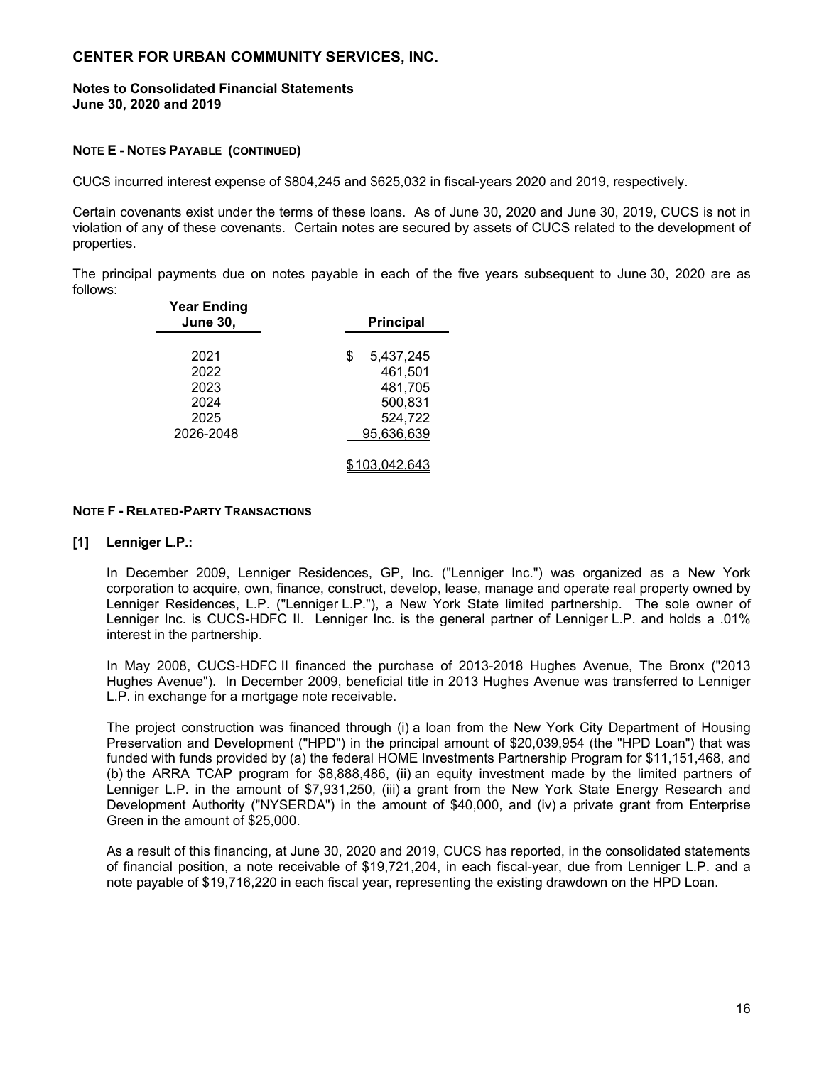# CENTER FOR URBAN COMMUNITY SERVICES, INC.

**Notes to Consolidated Financial Statements**
**June 30, 2020 and 2019**

**NOTE E - NOTES PAYABLE (CONTINUED)**

CUCS incurred interest expense of $804,245 and $625,032 in fiscal-years 2020 and 2019, respectively.

Certain covenants exist under the terms of these loans. As of June 30, 2020 and June 30, 2019, CUCS is not in violation of any of these covenants. Certain notes are secured by assets of CUCS related to the development of properties.

The principal payments due on notes payable in each of the five years subsequent to June 30, 2020 are as follows:

| Year Ending June 30, | Principal |
|---|---|
| 2021 | $ 5,437,245 |
| 2022 | 461,501 |
| 2023 | 481,705 |
| 2024 | 500,831 |
| 2025 | 524,722 |
| 2026-2048 | 95,636,639 |
| | $103,042,643 |

**NOTE F - RELATED-PARTY TRANSACTIONS**

**[1] Lenniger L.P.:**

In December 2009, Lenniger Residences, GP, Inc. ("Lenniger Inc.") was organized as a New York corporation to acquire, own, finance, construct, develop, lease, manage and operate real property owned by Lenniger Residences, L.P. ("Lenniger L.P."), a New York State limited partnership. The sole owner of Lenniger Inc. is CUCS-HDFC II. Lenniger Inc. is the general partner of Lenniger L.P. and holds a .01% interest in the partnership.

In May 2008, CUCS-HDFC II financed the purchase of 2013-2018 Hughes Avenue, The Bronx ("2013 Hughes Avenue"). In December 2009, beneficial title in 2013 Hughes Avenue was transferred to Lenniger L.P. in exchange for a mortgage note receivable.

The project construction was financed through (i) a loan from the New York City Department of Housing Preservation and Development ("HPD") in the principal amount of $20,039,954 (the "HPD Loan") that was funded with funds provided by (a) the federal HOME Investments Partnership Program for $11,151,468, and (b) the ARRA TCAP program for $8,888,486, (ii) an equity investment made by the limited partners of Lenniger L.P. in the amount of $7,931,250, (iii) a grant from the New York State Energy Research and Development Authority ("NYSERDA") in the amount of $40,000, and (iv) a private grant from Enterprise Green in the amount of $25,000.

As a result of this financing, at June 30, 2020 and 2019, CUCS has reported, in the consolidated statements of financial position, a note receivable of $19,721,204, in each fiscal-year, due from Lenniger L.P. and a note payable of $19,716,220 in each fiscal year, representing the existing drawdown on the HPD Loan.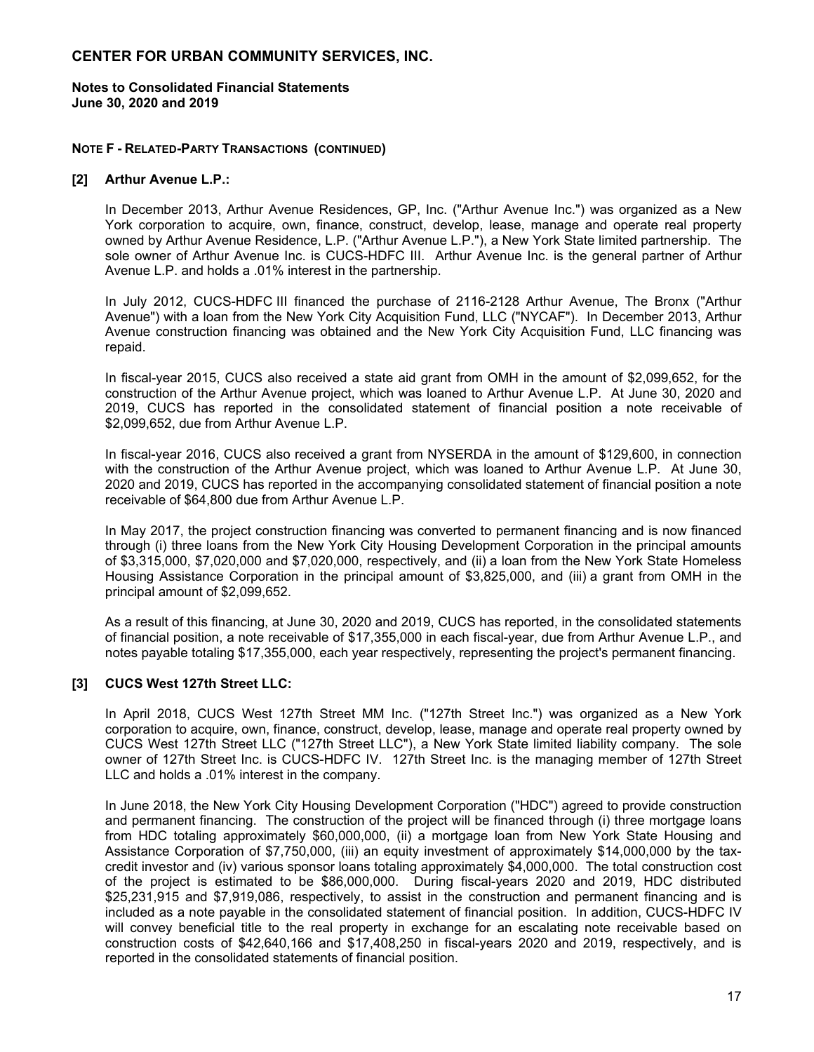# CENTER FOR URBAN COMMUNITY SERVICES, INC.

**Notes to Consolidated Financial Statements**
**June 30, 2020 and 2019**

**NOTE F - RELATED-PARTY TRANSACTIONS (CONTINUED)**

**[2] Arthur Avenue L.P.:**

In December 2013, Arthur Avenue Residences, GP, Inc. ("Arthur Avenue Inc.") was organized as a New York corporation to acquire, own, finance, construct, develop, lease, manage and operate real property owned by Arthur Avenue Residence, L.P. ("Arthur Avenue L.P."), a New York State limited partnership. The sole owner of Arthur Avenue Inc. is CUCS-HDFC III. Arthur Avenue Inc. is the general partner of Arthur Avenue L.P. and holds a .01% interest in the partnership.

In July 2012, CUCS-HDFC III financed the purchase of 2116-2128 Arthur Avenue, The Bronx ("Arthur Avenue") with a loan from the New York City Acquisition Fund, LLC ("NYCAF"). In December 2013, Arthur Avenue construction financing was obtained and the New York City Acquisition Fund, LLC financing was repaid.

In fiscal-year 2015, CUCS also received a state aid grant from OMH in the amount of $2,099,652, for the construction of the Arthur Avenue project, which was loaned to Arthur Avenue L.P. At June 30, 2020 and 2019, CUCS has reported in the consolidated statement of financial position a note receivable of $2,099,652, due from Arthur Avenue L.P.

In fiscal-year 2016, CUCS also received a grant from NYSERDA in the amount of $129,600, in connection with the construction of the Arthur Avenue project, which was loaned to Arthur Avenue L.P. At June 30, 2020 and 2019, CUCS has reported in the accompanying consolidated statement of financial position a note receivable of $64,800 due from Arthur Avenue L.P.

In May 2017, the project construction financing was converted to permanent financing and is now financed through (i) three loans from the New York City Housing Development Corporation in the principal amounts of $3,315,000, $7,020,000 and $7,020,000, respectively, and (ii) a loan from the New York State Homeless Housing Assistance Corporation in the principal amount of $3,825,000, and (iii) a grant from OMH in the principal amount of $2,099,652.

As a result of this financing, at June 30, 2020 and 2019, CUCS has reported, in the consolidated statements of financial position, a note receivable of $17,355,000 in each fiscal-year, due from Arthur Avenue L.P., and notes payable totaling $17,355,000, each year respectively, representing the project's permanent financing.

**[3] CUCS West 127th Street LLC:**

In April 2018, CUCS West 127th Street MM Inc. ("127th Street Inc.") was organized as a New York corporation to acquire, own, finance, construct, develop, lease, manage and operate real property owned by CUCS West 127th Street LLC ("127th Street LLC"), a New York State limited liability company. The sole owner of 127th Street Inc. is CUCS-HDFC IV. 127th Street Inc. is the managing member of 127th Street LLC and holds a .01% interest in the company.

In June 2018, the New York City Housing Development Corporation ("HDC") agreed to provide construction and permanent financing. The construction of the project will be financed through (i) three mortgage loans from HDC totaling approximately $60,000,000, (ii) a mortgage loan from New York State Housing and Assistance Corporation of $7,750,000, (iii) an equity investment of approximately $14,000,000 by the tax-credit investor and (iv) various sponsor loans totaling approximately $4,000,000. The total construction cost of the project is estimated to be $86,000,000. During fiscal-years 2020 and 2019, HDC distributed $25,231,915 and $7,919,086, respectively, to assist in the construction and permanent financing and is included as a note payable in the consolidated statement of financial position. In addition, CUCS-HDFC IV will convey beneficial title to the real property in exchange for an escalating note receivable based on construction costs of $42,640,166 and $17,408,250 in fiscal-years 2020 and 2019, respectively, and is reported in the consolidated statements of financial position.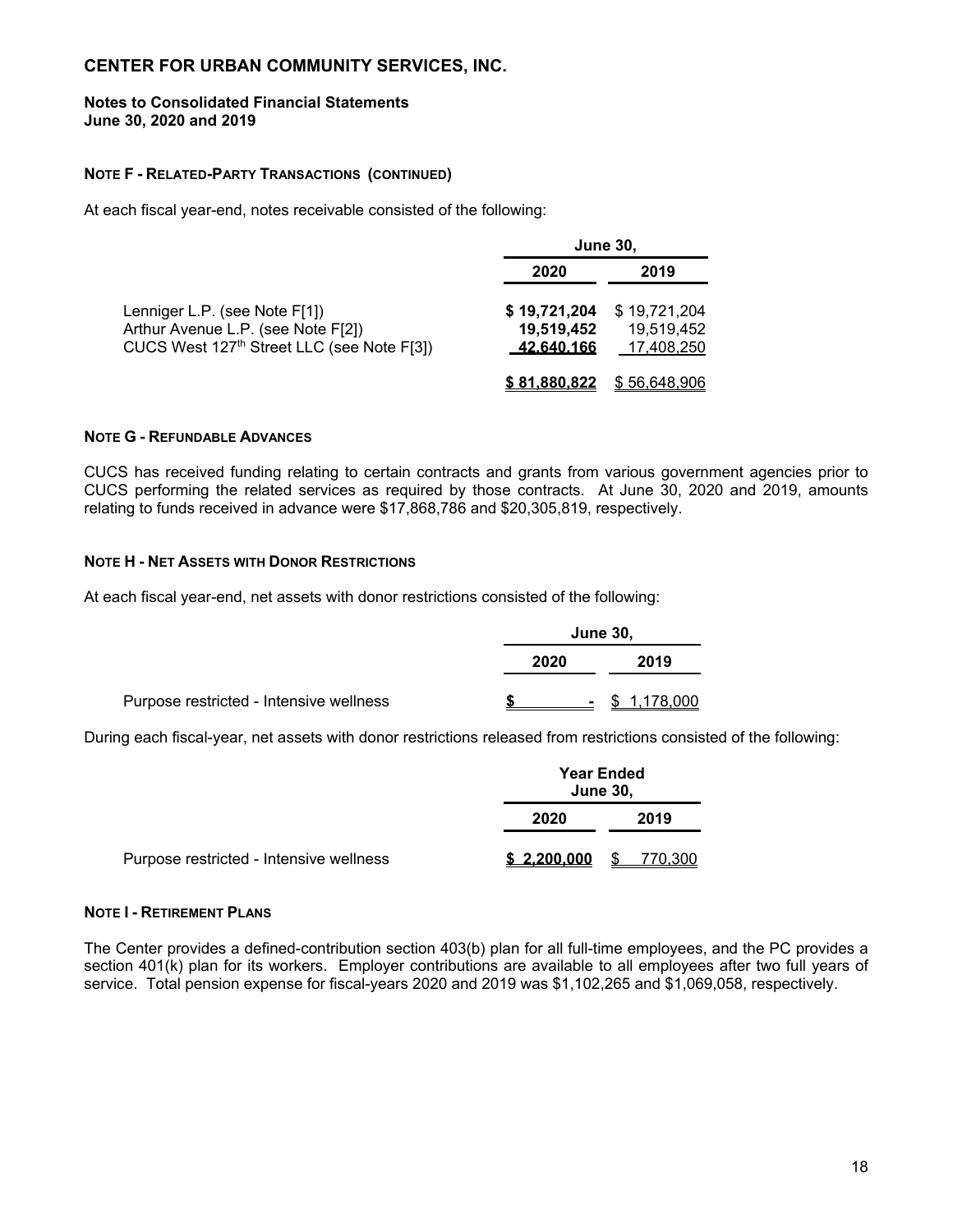# CENTER FOR URBAN COMMUNITY SERVICES, INC.

**Notes to Consolidated Financial Statements**
**June 30, 2020 and 2019**

**NOTE F - RELATED-PARTY TRANSACTIONS (CONTINUED)**

At each fiscal year-end, notes receivable consisted of the following:

| | June 30, | |
|---|---|---|
| | **2020** | **2019** |
| Lenniger L.P. (see Note F[1]) | **$ 19,721,204** | $ 19,721,204 |
| Arthur Avenue L.P. (see Note F[2]) | **19,519,452** | 19,519,452 |
| CUCS West 127th Street LLC (see Note F[3]) | **42,640,166** | 17,408,250 |
| | **$ 81,880,822** | $ 56,648,906 |

**NOTE G - REFUNDABLE ADVANCES**

CUCS has received funding relating to certain contracts and grants from various government agencies prior to CUCS performing the related services as required by those contracts. At June 30, 2020 and 2019, amounts relating to funds received in advance were $17,868,786 and $20,305,819, respectively.

**NOTE H - NET ASSETS WITH DONOR RESTRICTIONS**

At each fiscal year-end, net assets with donor restrictions consisted of the following:

| | June 30, | |
|---|---|---|
| | **2020** | **2019** |
| Purpose restricted - Intensive wellness | **$ -** | $ 1,178,000 |

During each fiscal-year, net assets with donor restrictions released from restrictions consisted of the following:

| | Year Ended June 30, | |
|---|---|---|
| | **2020** | **2019** |
| Purpose restricted - Intensive wellness | **$ 2,200,000** | $ 770,300 |

**NOTE I - RETIREMENT PLANS**

The Center provides a defined-contribution section 403(b) plan for all full-time employees, and the PC provides a section 401(k) plan for its workers. Employer contributions are available to all employees after two full years of service. Total pension expense for fiscal-years 2020 and 2019 was $1,102,265 and $1,069,058, respectively.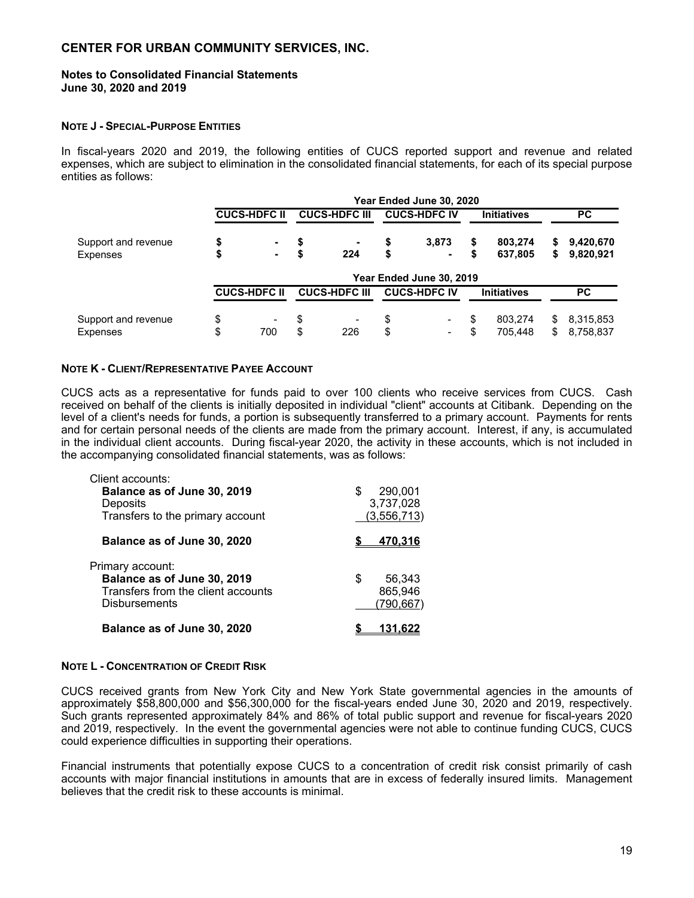# CENTER FOR URBAN COMMUNITY SERVICES, INC.

**Notes to Consolidated Financial Statements**
**June 30, 2020 and 2019**

**NOTE J - SPECIAL-PURPOSE ENTITIES**

In fiscal-years 2020 and 2019, the following entities of CUCS reported support and revenue and related expenses, which are subject to elimination in the consolidated financial statements, for each of its special purpose entities as follows:

| | Year Ended June 30, 2020 | | | | |
|---|---|---|---|---|---|
| | **CUCS-HDFC II** | **CUCS-HDFC III** | **CUCS-HDFC IV** | **Initiatives** | **PC** |
| Support and revenue | **$ -** | **$ -** | **$ 3,873** | **$ 803,274** | **$ 9,420,670** |
| Expenses | **$ -** | **$ 224** | **$ -** | **$ 637,805** | **$ 9,820,921** |
| | **Year Ended June 30, 2019** | | | | |
| | **CUCS-HDFC II** | **CUCS-HDFC III** | **CUCS-HDFC IV** | **Initiatives** | **PC** |
| Support and revenue | $ - | $ - | $ - | $ 803,274 | $ 8,315,853 |
| Expenses | $ 700 | $ 226 | $ - | $ 705,448 | $ 8,758,837 |

**NOTE K - CLIENT/REPRESENTATIVE PAYEE ACCOUNT**

CUCS acts as a representative for funds paid to over 100 clients who receive services from CUCS. Cash received on behalf of the clients is initially deposited in individual "client" accounts at Citibank. Depending on the level of a client's needs for funds, a portion is subsequently transferred to a primary account. Payments for rents and for certain personal needs of the clients are made from the primary account. Interest, if any, is accumulated in the individual client accounts. During fiscal-year 2020, the activity in these accounts, which is not included in the accompanying consolidated financial statements, was as follows:

| | |
|---|---|
| Client accounts: | |
| **Balance as of June 30, 2019** | $ 290,001 |
| Deposits | 3,737,028 |
| Transfers to the primary account | (3,556,713) |
| **Balance as of June 30, 2020** | **$ 470,316** |
| Primary account: | |
| **Balance as of June 30, 2019** | $ 56,343 |
| Transfers from the client accounts | 865,946 |
| Disbursements | (790,667) |
| **Balance as of June 30, 2020** | **$ 131,622** |

**NOTE L - CONCENTRATION OF CREDIT RISK**

CUCS received grants from New York City and New York State governmental agencies in the amounts of approximately $58,800,000 and $56,300,000 for the fiscal-years ended June 30, 2020 and 2019, respectively. Such grants represented approximately 84% and 86% of total public support and revenue for fiscal-years 2020 and 2019, respectively. In the event the governmental agencies were not able to continue funding CUCS, CUCS could experience difficulties in supporting their operations.

Financial instruments that potentially expose CUCS to a concentration of credit risk consist primarily of cash accounts with major financial institutions in amounts that are in excess of federally insured limits. Management believes that the credit risk to these accounts is minimal.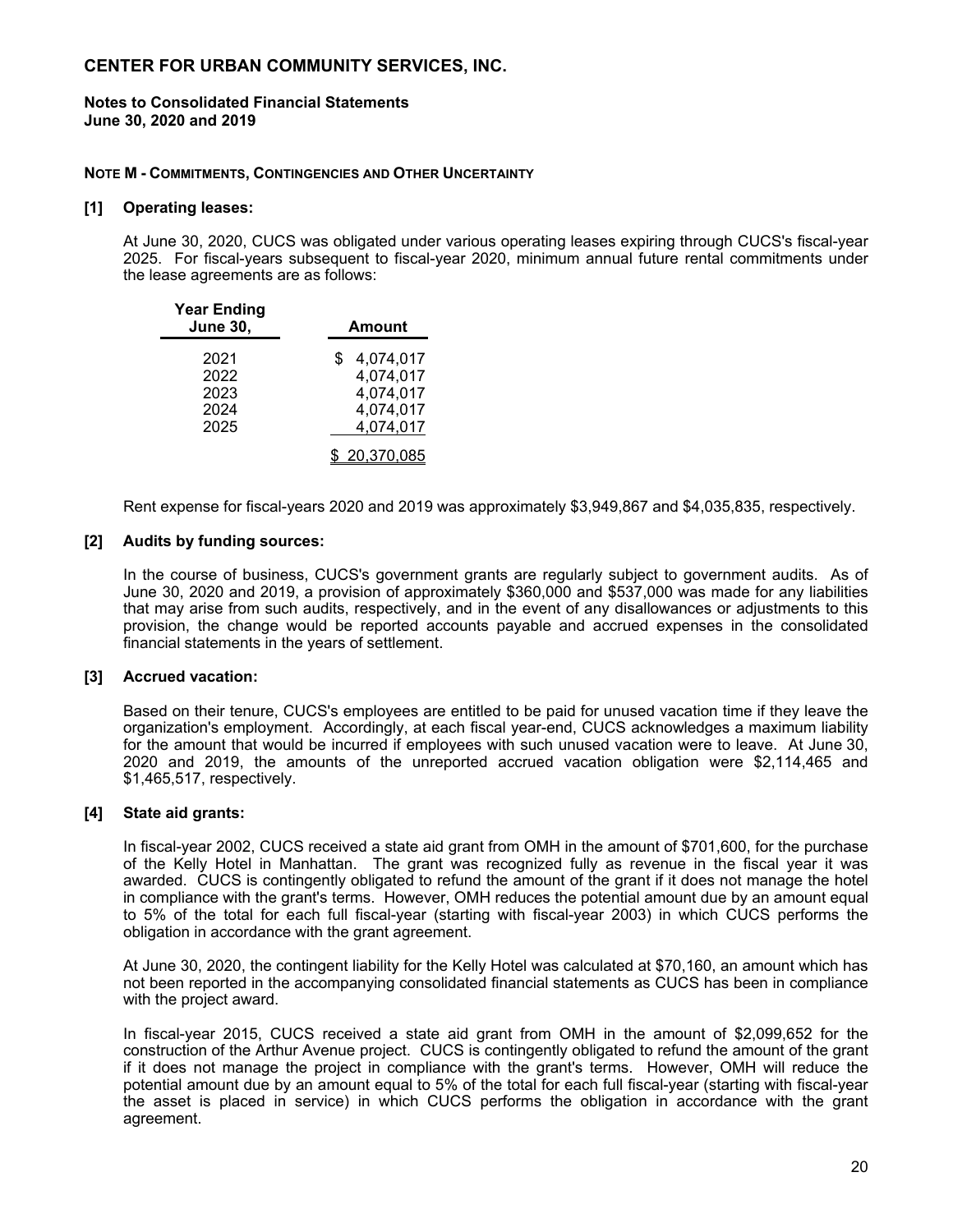# CENTER FOR URBAN COMMUNITY SERVICES, INC.

**Notes to Consolidated Financial Statements**
**June 30, 2020 and 2019**

**NOTE M - COMMITMENTS, CONTINGENCIES AND OTHER UNCERTAINTY**

**[1] Operating leases:**

At June 30, 2020, CUCS was obligated under various operating leases expiring through CUCS's fiscal-year 2025. For fiscal-years subsequent to fiscal-year 2020, minimum annual future rental commitments under the lease agreements are as follows:

| Year Ending June 30, | Amount |
|---|---|
| 2021 | $ 4,074,017 |
| 2022 | 4,074,017 |
| 2023 | 4,074,017 |
| 2024 | 4,074,017 |
| 2025 | 4,074,017 |
| | $ 20,370,085 |

Rent expense for fiscal-years 2020 and 2019 was approximately $3,949,867 and $4,035,835, respectively.

**[2] Audits by funding sources:**

In the course of business, CUCS's government grants are regularly subject to government audits. As of June 30, 2020 and 2019, a provision of approximately $360,000 and $537,000 was made for any liabilities that may arise from such audits, respectively, and in the event of any disallowances or adjustments to this provision, the change would be reported accounts payable and accrued expenses in the consolidated financial statements in the years of settlement.

**[3] Accrued vacation:**

Based on their tenure, CUCS's employees are entitled to be paid for unused vacation time if they leave the organization's employment. Accordingly, at each fiscal year-end, CUCS acknowledges a maximum liability for the amount that would be incurred if employees with such unused vacation were to leave. At June 30, 2020 and 2019, the amounts of the unreported accrued vacation obligation were $2,114,465 and $1,465,517, respectively.

**[4] State aid grants:**

In fiscal-year 2002, CUCS received a state aid grant from OMH in the amount of $701,600, for the purchase of the Kelly Hotel in Manhattan. The grant was recognized fully as revenue in the fiscal year it was awarded. CUCS is contingently obligated to refund the amount of the grant if it does not manage the hotel in compliance with the grant's terms. However, OMH reduces the potential amount due by an amount equal to 5% of the total for each full fiscal-year (starting with fiscal-year 2003) in which CUCS performs the obligation in accordance with the grant agreement.

At June 30, 2020, the contingent liability for the Kelly Hotel was calculated at $70,160, an amount which has not been reported in the accompanying consolidated financial statements as CUCS has been in compliance with the project award.

In fiscal-year 2015, CUCS received a state aid grant from OMH in the amount of $2,099,652 for the construction of the Arthur Avenue project. CUCS is contingently obligated to refund the amount of the grant if it does not manage the project in compliance with the grant's terms. However, OMH will reduce the potential amount due by an amount equal to 5% of the total for each full fiscal-year (starting with fiscal-year the asset is placed in service) in which CUCS performs the obligation in accordance with the grant agreement.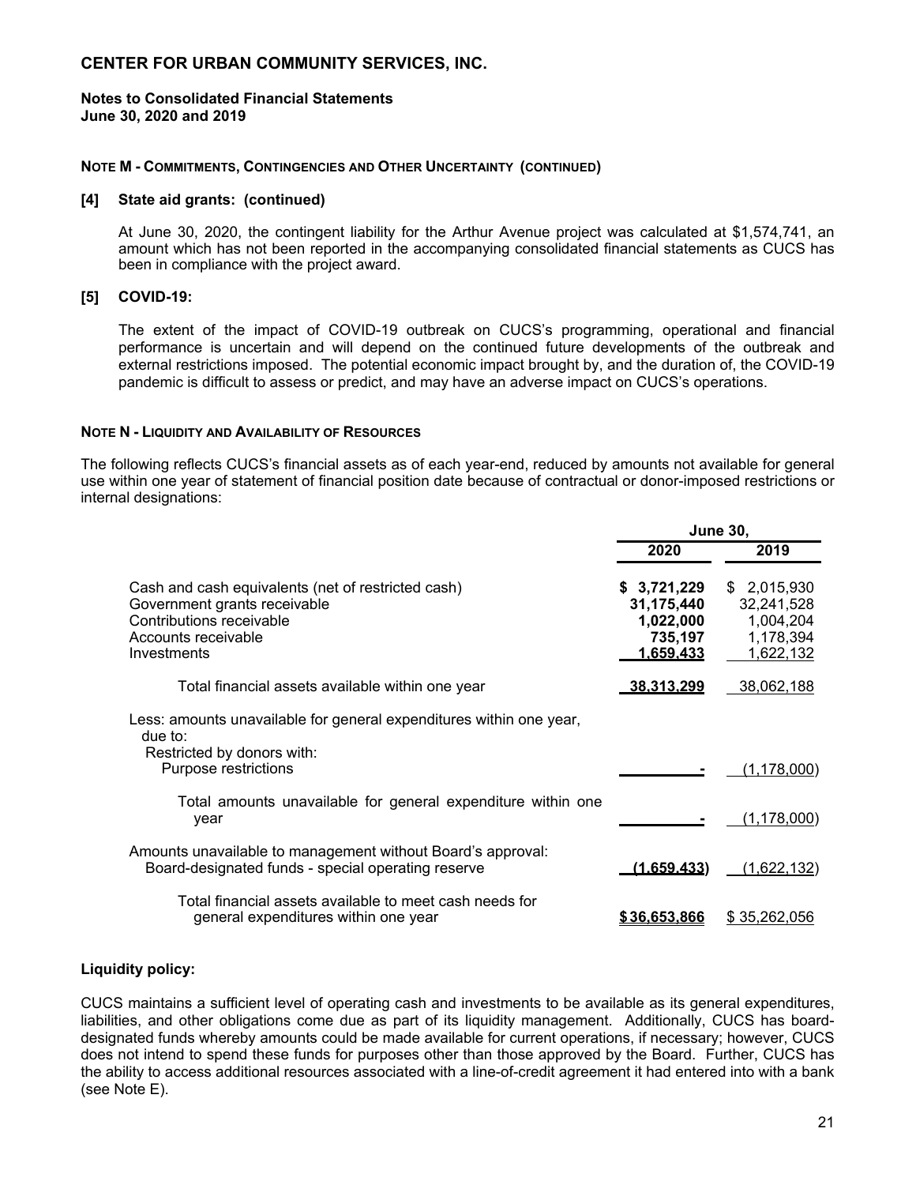## CENTER FOR URBAN COMMUNITY SERVICES, INC.

**Notes to Consolidated Financial Statements**
**June 30, 2020 and 2019**

**NOTE M - COMMITMENTS, CONTINGENCIES AND OTHER UNCERTAINTY (CONTINUED)**

**[4] State aid grants: (continued)**

At June 30, 2020, the contingent liability for the Arthur Avenue project was calculated at $1,574,741, an amount which has not been reported in the accompanying consolidated financial statements as CUCS has been in compliance with the project award.

**[5] COVID-19:**

The extent of the impact of COVID-19 outbreak on CUCS's programming, operational and financial performance is uncertain and will depend on the continued future developments of the outbreak and external restrictions imposed. The potential economic impact brought by, and the duration of, the COVID-19 pandemic is difficult to assess or predict, and may have an adverse impact on CUCS's operations.

**NOTE N - LIQUIDITY AND AVAILABILITY OF RESOURCES**

The following reflects CUCS's financial assets as of each year-end, reduced by amounts not available for general use within one year of statement of financial position date because of contractual or donor-imposed restrictions or internal designations:

| | June 30, | |
|---|---|---|
| | **2020** | **2019** |
| Cash and cash equivalents (net of restricted cash) | **$ 3,721,229** | $ 2,015,930 |
| Government grants receivable | **31,175,440** | 32,241,528 |
| Contributions receivable | **1,022,000** | 1,004,204 |
| Accounts receivable | **735,197** | 1,178,394 |
| Investments | **1,659,433** | 1,622,132 |
| Total financial assets available within one year | **38,313,299** | 38,062,188 |
| Less: amounts unavailable for general expenditures within one year, due to: | | |
| Restricted by donors with: | | |
| Purpose restrictions | **-** | (1,178,000) |
| Total amounts unavailable for general expenditure within one year | **-** | (1,178,000) |
| Amounts unavailable to management without Board's approval: | | |
| Board-designated funds - special operating reserve | **(1,659,433)** | (1,622,132) |
| Total financial assets available to meet cash needs for general expenditures within one year | **$ 36,653,866** | $ 35,262,056 |

**Liquidity policy:**

CUCS maintains a sufficient level of operating cash and investments to be available as its general expenditures, liabilities, and other obligations come due as part of its liquidity management. Additionally, CUCS has board-designated funds whereby amounts could be made available for current operations, if necessary; however, CUCS does not intend to spend these funds for purposes other than those approved by the Board. Further, CUCS has the ability to access additional resources associated with a line-of-credit agreement it had entered into with a bank (see Note E).